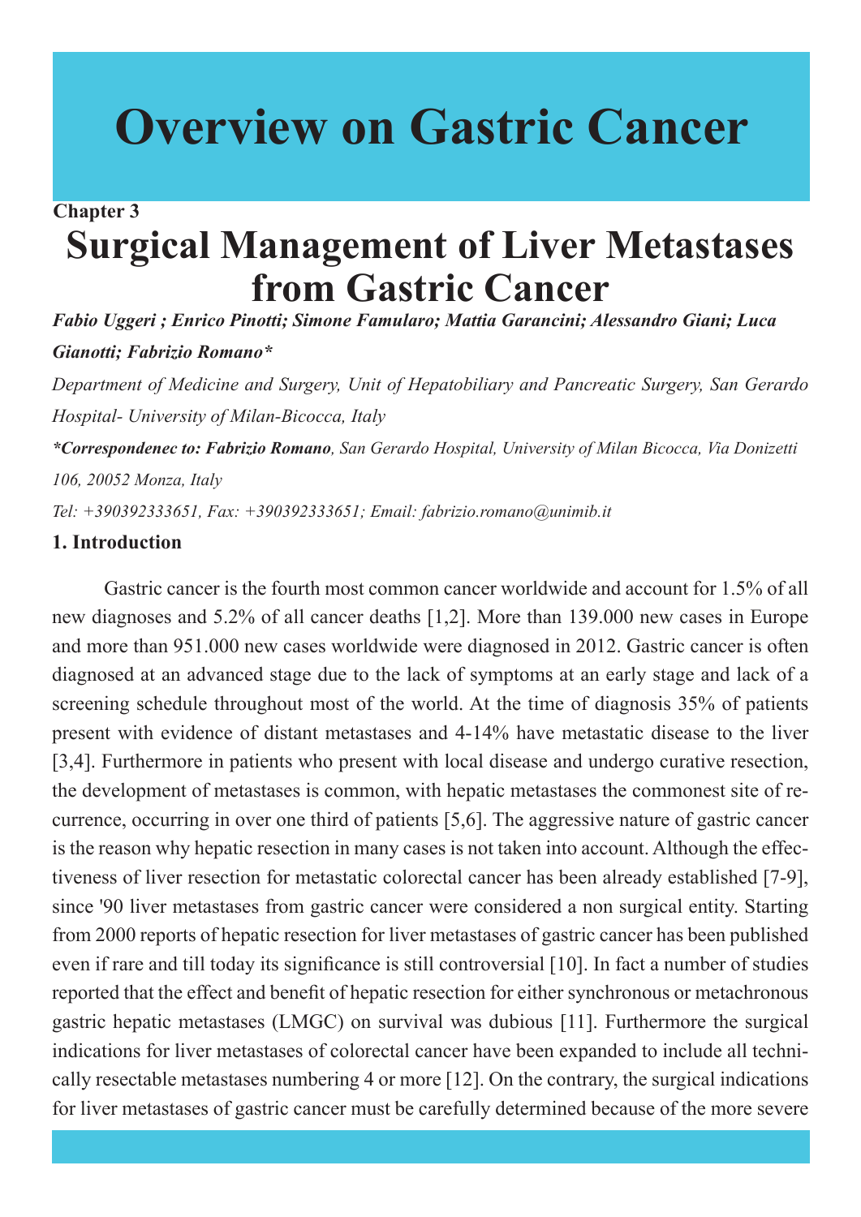# Overview on Gastric Cancer

**Chapter 3**

# Surgical Management of Liver Metastases from Gastric Cancer

***Fabio Uggeri ; Enrico Pinotti; Simone Famularo; Mattia Garancini; Alessandro Giani; Luca Gianotti; Fabrizio Romano****

*Department of Medicine and Surgery, Unit of Hepatobiliary and Pancreatic Surgery, San Gerardo Hospital- University of Milan-Bicocca, Italy*

***Correspondenec to: Fabrizio Romano**, San Gerardo Hospital, University of Milan Bicocca, Via Donizetti 106, 20052 Monza, Italy*

*Tel: +390392333651, Fax: +390392333651; Email: fabrizio.romano@unimib.it*

## 1. Introduction

Gastric cancer is the fourth most common cancer worldwide and account for 1.5% of all new diagnoses and 5.2% of all cancer deaths [1,2]. More than 139.000 new cases in Europe and more than 951.000 new cases worldwide were diagnosed in 2012. Gastric cancer is often diagnosed at an advanced stage due to the lack of symptoms at an early stage and lack of a screening schedule throughout most of the world. At the time of diagnosis 35% of patients present with evidence of distant metastases and 4-14% have metastatic disease to the liver [3,4]. Furthermore in patients who present with local disease and undergo curative resection, the development of metastases is common, with hepatic metastases the commonest site of recurrence, occurring in over one third of patients [5,6]. The aggressive nature of gastric cancer is the reason why hepatic resection in many cases is not taken into account. Although the effectiveness of liver resection for metastatic colorectal cancer has been already established [7-9], since '90 liver metastases from gastric cancer were considered a non surgical entity. Starting from 2000 reports of hepatic resection for liver metastases of gastric cancer has been published even if rare and till today its significance is still controversial [10]. In fact a number of studies reported that the effect and benefit of hepatic resection for either synchronous or metachronous gastric hepatic metastases (LMGC) on survival was dubious [11]. Furthermore the surgical indications for liver metastases of colorectal cancer have been expanded to include all technically resectable metastases numbering 4 or more [12]. On the contrary, the surgical indications for liver metastases of gastric cancer must be carefully determined because of the more severe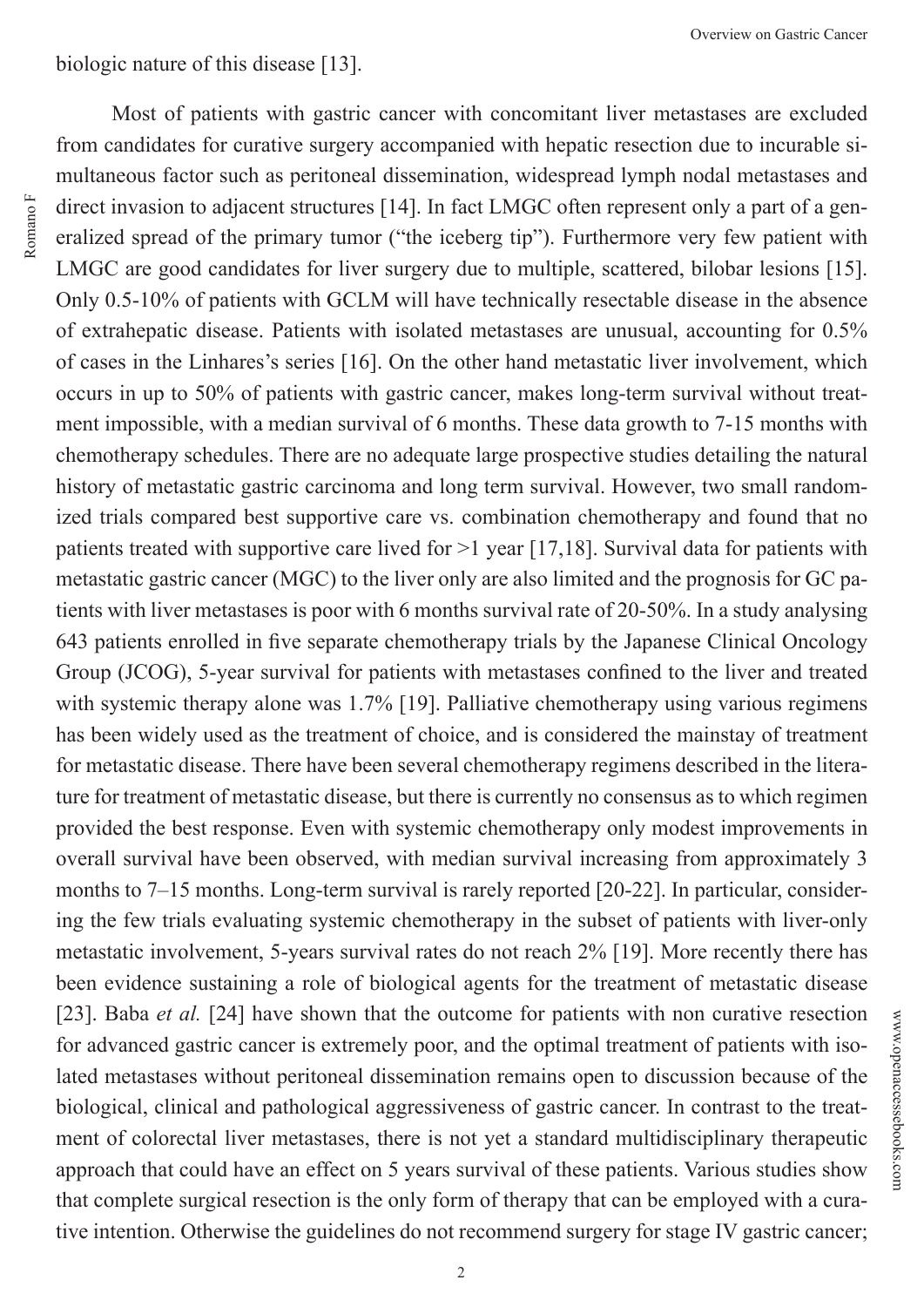biologic nature of this disease [13].

Most of patients with gastric cancer with concomitant liver metastases are excluded from candidates for curative surgery accompanied with hepatic resection due to incurable simultaneous factor such as peritoneal dissemination, widespread lymph nodal metastases and direct invasion to adjacent structures [14]. In fact LMGC often represent only a part of a generalized spread of the primary tumor ("the iceberg tip"). Furthermore very few patient with LMGC are good candidates for liver surgery due to multiple, scattered, bilobar lesions [15]. Only 0.5-10% of patients with GCLM will have technically resectable disease in the absence of extrahepatic disease. Patients with isolated metastases are unusual, accounting for 0.5% of cases in the Linhares's series [16]. On the other hand metastatic liver involvement, which occurs in up to 50% of patients with gastric cancer, makes long-term survival without treatment impossible, with a median survival of 6 months. These data growth to 7-15 months with chemotherapy schedules. There are no adequate large prospective studies detailing the natural history of metastatic gastric carcinoma and long term survival. However, two small randomized trials compared best supportive care vs. combination chemotherapy and found that no patients treated with supportive care lived for >1 year [17,18]. Survival data for patients with metastatic gastric cancer (MGC) to the liver only are also limited and the prognosis for GC patients with liver metastases is poor with 6 months survival rate of 20-50%. In a study analysing 643 patients enrolled in five separate chemotherapy trials by the Japanese Clinical Oncology Group (JCOG), 5-year survival for patients with metastases confined to the liver and treated with systemic therapy alone was 1.7% [19]. Palliative chemotherapy using various regimens has been widely used as the treatment of choice, and is considered the mainstay of treatment for metastatic disease. There have been several chemotherapy regimens described in the literature for treatment of metastatic disease, but there is currently no consensus as to which regimen provided the best response. Even with systemic chemotherapy only modest improvements in overall survival have been observed, with median survival increasing from approximately 3 months to 7–15 months. Long-term survival is rarely reported [20-22]. In particular, considering the few trials evaluating systemic chemotherapy in the subset of patients with liver-only metastatic involvement, 5-years survival rates do not reach 2% [19]. More recently there has been evidence sustaining a role of biological agents for the treatment of metastatic disease [23]. Baba *et al.* [24] have shown that the outcome for patients with non curative resection for advanced gastric cancer is extremely poor, and the optimal treatment of patients with isolated metastases without peritoneal dissemination remains open to discussion because of the biological, clinical and pathological aggressiveness of gastric cancer. In contrast to the treatment of colorectal liver metastases, there is not yet a standard multidisciplinary therapeutic approach that could have an effect on 5 years survival of these patients. Various studies show that complete surgical resection is the only form of therapy that can be employed with a curative intention. Otherwise the guidelines do not recommend surgery for stage IV gastric cancer;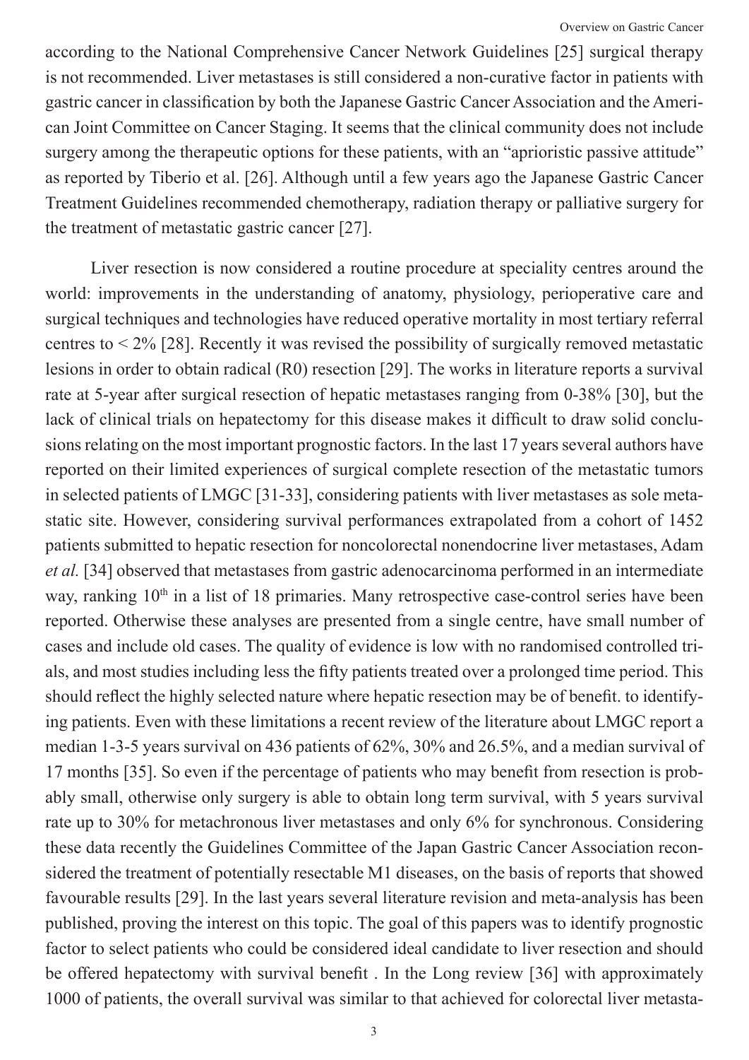according to the National Comprehensive Cancer Network Guidelines [25] surgical therapy is not recommended. Liver metastases is still considered a non-curative factor in patients with gastric cancer in classification by both the Japanese Gastric Cancer Association and the American Joint Committee on Cancer Staging. It seems that the clinical community does not include surgery among the therapeutic options for these patients, with an "aprioristic passive attitude" as reported by Tiberio et al. [26]. Although until a few years ago the Japanese Gastric Cancer Treatment Guidelines recommended chemotherapy, radiation therapy or palliative surgery for the treatment of metastatic gastric cancer [27].

Liver resection is now considered a routine procedure at speciality centres around the world: improvements in the understanding of anatomy, physiology, perioperative care and surgical techniques and technologies have reduced operative mortality in most tertiary referral centres to < 2% [28]. Recently it was revised the possibility of surgically removed metastatic lesions in order to obtain radical (R0) resection [29]. The works in literature reports a survival rate at 5-year after surgical resection of hepatic metastases ranging from 0-38% [30], but the lack of clinical trials on hepatectomy for this disease makes it difficult to draw solid conclusions relating on the most important prognostic factors. In the last 17 years several authors have reported on their limited experiences of surgical complete resection of the metastatic tumors in selected patients of LMGC [31-33], considering patients with liver metastases as sole metastatic site. However, considering survival performances extrapolated from a cohort of 1452 patients submitted to hepatic resection for noncolorectal nonendocrine liver metastases, Adam *et al.* [34] observed that metastases from gastric adenocarcinoma performed in an intermediate way, ranking 10th in a list of 18 primaries. Many retrospective case-control series have been reported. Otherwise these analyses are presented from a single centre, have small number of cases and include old cases. The quality of evidence is low with no randomised controlled trials, and most studies including less the fifty patients treated over a prolonged time period. This should reflect the highly selected nature where hepatic resection may be of benefit. to identifying patients. Even with these limitations a recent review of the literature about LMGC report a median 1-3-5 years survival on 436 patients of 62%, 30% and 26.5%, and a median survival of 17 months [35]. So even if the percentage of patients who may benefit from resection is probably small, otherwise only surgery is able to obtain long term survival, with 5 years survival rate up to 30% for metachronous liver metastases and only 6% for synchronous. Considering these data recently the Guidelines Committee of the Japan Gastric Cancer Association reconsidered the treatment of potentially resectable M1 diseases, on the basis of reports that showed favourable results [29]. In the last years several literature revision and meta-analysis has been published, proving the interest on this topic. The goal of this papers was to identify prognostic factor to select patients who could be considered ideal candidate to liver resection and should be offered hepatectomy with survival benefit . In the Long review [36] with approximately 1000 of patients, the overall survival was similar to that achieved for colorectal liver metasta-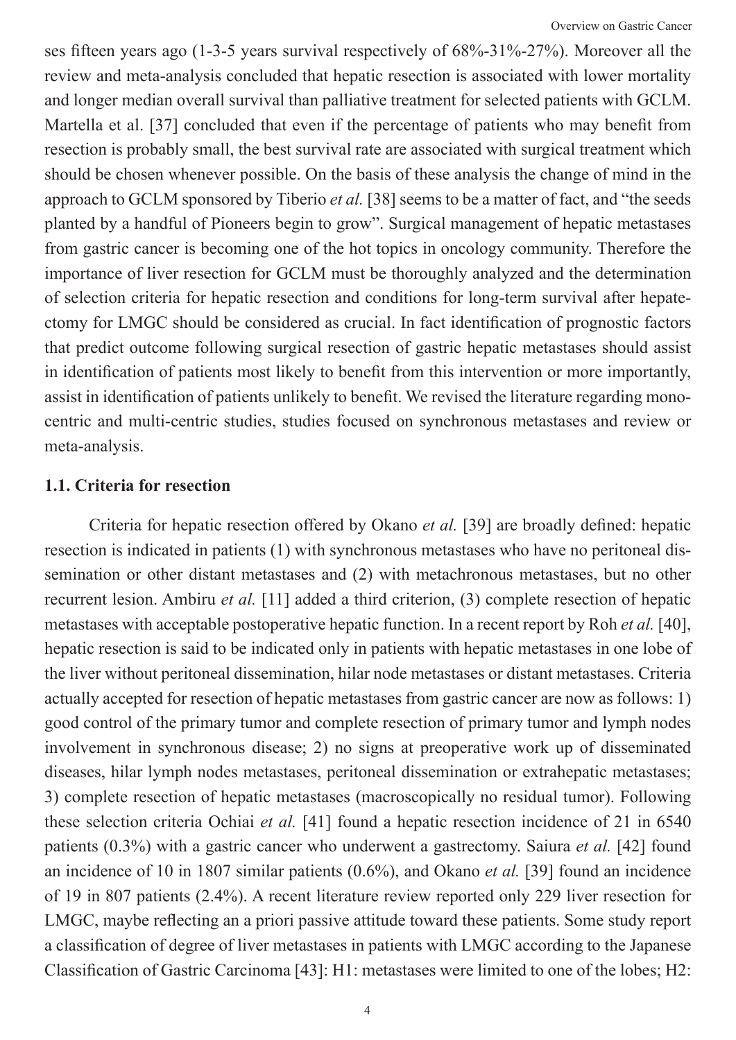ses fifteen years ago (1-3-5 years survival respectively of 68%-31%-27%). Moreover all the review and meta-analysis concluded that hepatic resection is associated with lower mortality and longer median overall survival than palliative treatment for selected patients with GCLM. Martella et al. [37] concluded that even if the percentage of patients who may benefit from resection is probably small, the best survival rate are associated with surgical treatment which should be chosen whenever possible. On the basis of these analysis the change of mind in the approach to GCLM sponsored by Tiberio *et al.* [38] seems to be a matter of fact, and "the seeds planted by a handful of Pioneers begin to grow". Surgical management of hepatic metastases from gastric cancer is becoming one of the hot topics in oncology community. Therefore the importance of liver resection for GCLM must be thoroughly analyzed and the determination of selection criteria for hepatic resection and conditions for long-term survival after hepatectomy for LMGC should be considered as crucial. In fact identification of prognostic factors that predict outcome following surgical resection of gastric hepatic metastases should assist in identification of patients most likely to benefit from this intervention or more importantly, assist in identification of patients unlikely to benefit. We revised the literature regarding monocentric and multi-centric studies, studies focused on synchronous metastases and review or meta-analysis.

### 1.1. Criteria for resection

Criteria for hepatic resection offered by Okano *et al.* [39] are broadly defined: hepatic resection is indicated in patients (1) with synchronous metastases who have no peritoneal dissemination or other distant metastases and (2) with metachronous metastases, but no other recurrent lesion. Ambiru *et al.* [11] added a third criterion, (3) complete resection of hepatic metastases with acceptable postoperative hepatic function. In a recent report by Roh *et al.* [40], hepatic resection is said to be indicated only in patients with hepatic metastases in one lobe of the liver without peritoneal dissemination, hilar node metastases or distant metastases. Criteria actually accepted for resection of hepatic metastases from gastric cancer are now as follows: 1) good control of the primary tumor and complete resection of primary tumor and lymph nodes involvement in synchronous disease; 2) no signs at preoperative work up of disseminated diseases, hilar lymph nodes metastases, peritoneal dissemination or extrahepatic metastases; 3) complete resection of hepatic metastases (macroscopically no residual tumor). Following these selection criteria Ochiai *et al.* [41] found a hepatic resection incidence of 21 in 6540 patients (0.3%) with a gastric cancer who underwent a gastrectomy. Saiura *et al.* [42] found an incidence of 10 in 1807 similar patients (0.6%), and Okano *et al.* [39] found an incidence of 19 in 807 patients (2.4%). A recent literature review reported only 229 liver resection for LMGC, maybe reflecting an a priori passive attitude toward these patients. Some study report a classification of degree of liver metastases in patients with LMGC according to the Japanese Classification of Gastric Carcinoma [43]: H1: metastases were limited to one of the lobes; H2: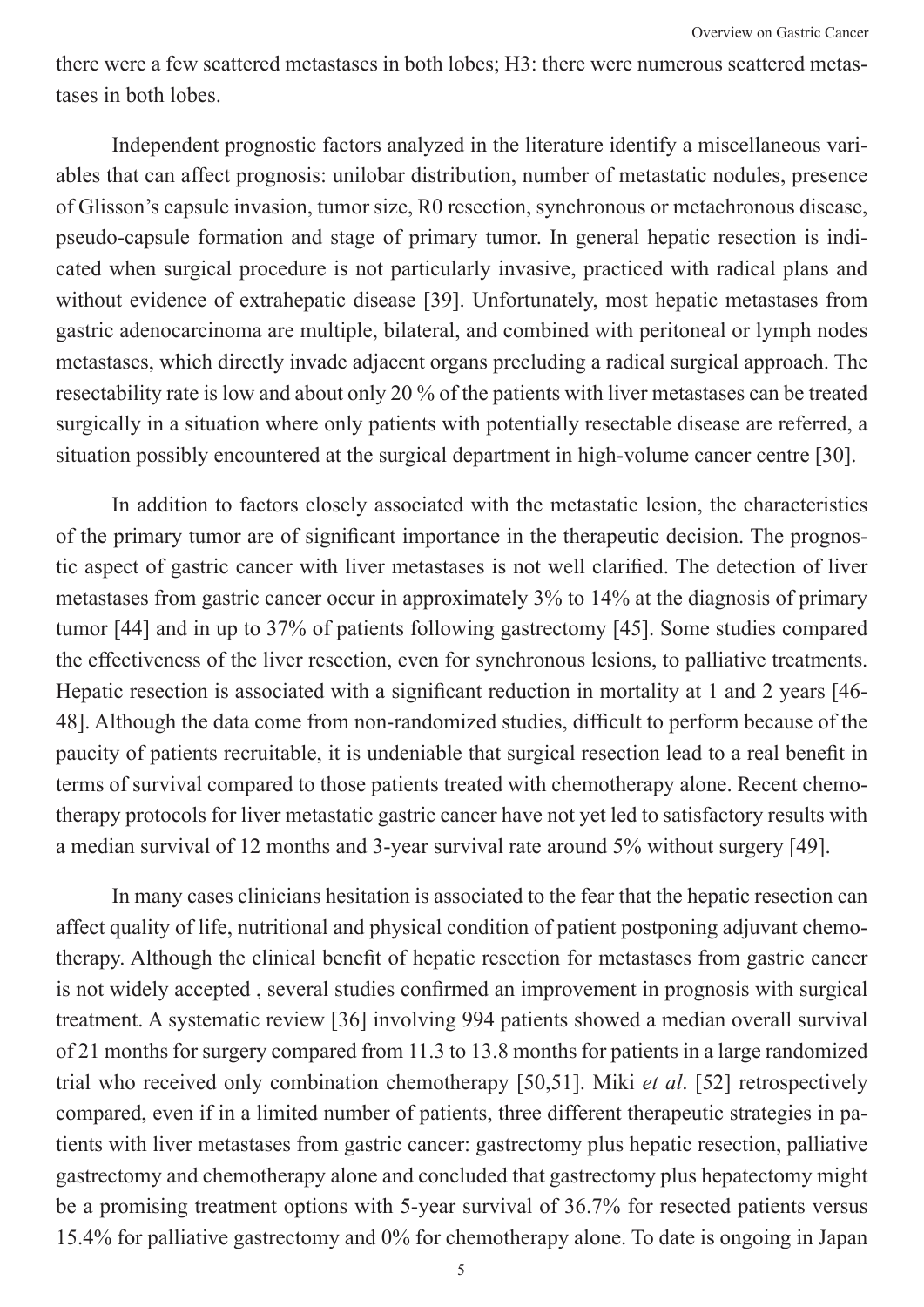there were a few scattered metastases in both lobes; H3: there were numerous scattered metastases in both lobes.

Independent prognostic factors analyzed in the literature identify a miscellaneous variables that can affect prognosis: unilobar distribution, number of metastatic nodules, presence of Glisson's capsule invasion, tumor size, R0 resection, synchronous or metachronous disease, pseudo-capsule formation and stage of primary tumor. In general hepatic resection is indicated when surgical procedure is not particularly invasive, practiced with radical plans and without evidence of extrahepatic disease [39]. Unfortunately, most hepatic metastases from gastric adenocarcinoma are multiple, bilateral, and combined with peritoneal or lymph nodes metastases, which directly invade adjacent organs precluding a radical surgical approach. The resectability rate is low and about only 20 % of the patients with liver metastases can be treated surgically in a situation where only patients with potentially resectable disease are referred, a situation possibly encountered at the surgical department in high-volume cancer centre [30].

In addition to factors closely associated with the metastatic lesion, the characteristics of the primary tumor are of significant importance in the therapeutic decision. The prognostic aspect of gastric cancer with liver metastases is not well clarified. The detection of liver metastases from gastric cancer occur in approximately 3% to 14% at the diagnosis of primary tumor [44] and in up to 37% of patients following gastrectomy [45]. Some studies compared the effectiveness of the liver resection, even for synchronous lesions, to palliative treatments. Hepatic resection is associated with a significant reduction in mortality at 1 and 2 years [46-48]. Although the data come from non-randomized studies, difficult to perform because of the paucity of patients recruitable, it is undeniable that surgical resection lead to a real benefit in terms of survival compared to those patients treated with chemotherapy alone. Recent chemotherapy protocols for liver metastatic gastric cancer have not yet led to satisfactory results with a median survival of 12 months and 3-year survival rate around 5% without surgery [49].

In many cases clinicians hesitation is associated to the fear that the hepatic resection can affect quality of life, nutritional and physical condition of patient postponing adjuvant chemotherapy. Although the clinical benefit of hepatic resection for metastases from gastric cancer is not widely accepted , several studies confirmed an improvement in prognosis with surgical treatment. A systematic review [36] involving 994 patients showed a median overall survival of 21 months for surgery compared from 11.3 to 13.8 months for patients in a large randomized trial who received only combination chemotherapy [50,51]. Miki *et al*. [52] retrospectively compared, even if in a limited number of patients, three different therapeutic strategies in patients with liver metastases from gastric cancer: gastrectomy plus hepatic resection, palliative gastrectomy and chemotherapy alone and concluded that gastrectomy plus hepatectomy might be a promising treatment options with 5-year survival of 36.7% for resected patients versus 15.4% for palliative gastrectomy and 0% for chemotherapy alone. To date is ongoing in Japan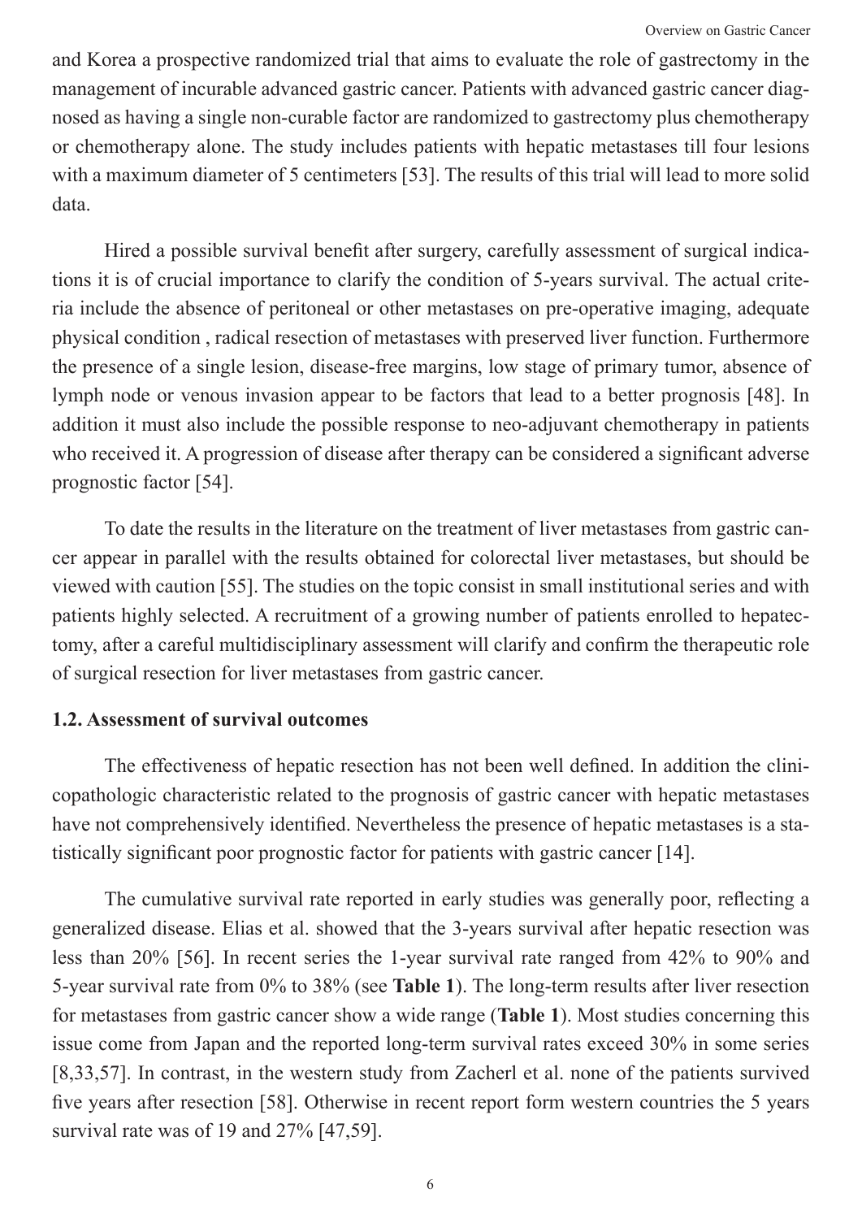and Korea a prospective randomized trial that aims to evaluate the role of gastrectomy in the management of incurable advanced gastric cancer. Patients with advanced gastric cancer diagnosed as having a single non-curable factor are randomized to gastrectomy plus chemotherapy or chemotherapy alone. The study includes patients with hepatic metastases till four lesions with a maximum diameter of 5 centimeters [53]. The results of this trial will lead to more solid data.

Hired a possible survival benefit after surgery, carefully assessment of surgical indications it is of crucial importance to clarify the condition of 5-years survival. The actual criteria include the absence of peritoneal or other metastases on pre-operative imaging, adequate physical condition , radical resection of metastases with preserved liver function. Furthermore the presence of a single lesion, disease-free margins, low stage of primary tumor, absence of lymph node or venous invasion appear to be factors that lead to a better prognosis [48]. In addition it must also include the possible response to neo-adjuvant chemotherapy in patients who received it. A progression of disease after therapy can be considered a significant adverse prognostic factor [54].

To date the results in the literature on the treatment of liver metastases from gastric cancer appear in parallel with the results obtained for colorectal liver metastases, but should be viewed with caution [55]. The studies on the topic consist in small institutional series and with patients highly selected. A recruitment of a growing number of patients enrolled to hepatectomy, after a careful multidisciplinary assessment will clarify and confirm the therapeutic role of surgical resection for liver metastases from gastric cancer.

### 1.2. Assessment of survival outcomes

The effectiveness of hepatic resection has not been well defined. In addition the clinicopathologic characteristic related to the prognosis of gastric cancer with hepatic metastases have not comprehensively identified. Nevertheless the presence of hepatic metastases is a statistically significant poor prognostic factor for patients with gastric cancer [14].

The cumulative survival rate reported in early studies was generally poor, reflecting a generalized disease. Elias et al. showed that the 3-years survival after hepatic resection was less than 20% [56]. In recent series the 1-year survival rate ranged from 42% to 90% and 5-year survival rate from 0% to 38% (see **Table 1**). The long-term results after liver resection for metastases from gastric cancer show a wide range (**Table 1**). Most studies concerning this issue come from Japan and the reported long-term survival rates exceed 30% in some series [8,33,57]. In contrast, in the western study from Zacherl et al. none of the patients survived five years after resection [58]. Otherwise in recent report form western countries the 5 years survival rate was of 19 and 27% [47,59].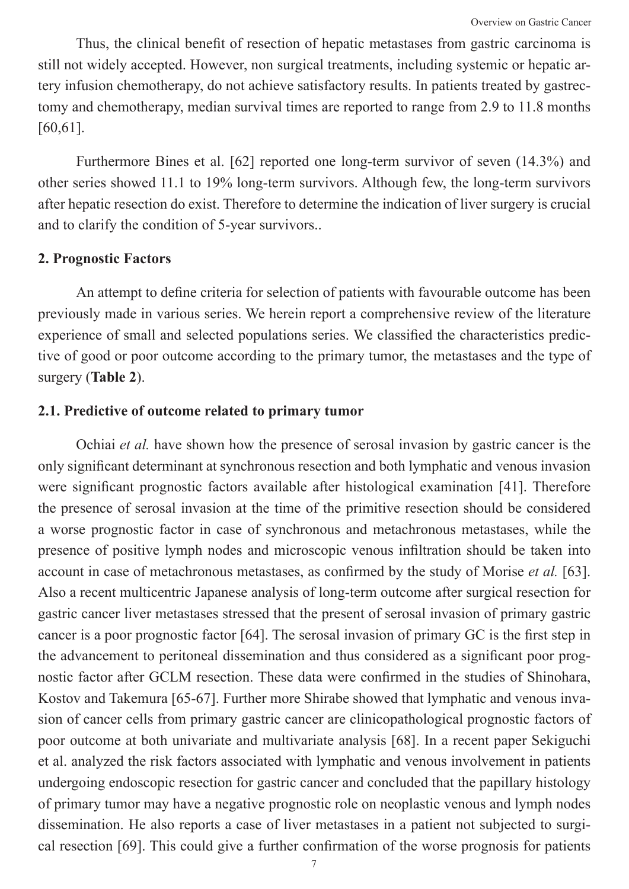Thus, the clinical benefit of resection of hepatic metastases from gastric carcinoma is still not widely accepted. However, non surgical treatments, including systemic or hepatic artery infusion chemotherapy, do not achieve satisfactory results. In patients treated by gastrectomy and chemotherapy, median survival times are reported to range from 2.9 to 11.8 months [60,61].

Furthermore Bines et al. [62] reported one long-term survivor of seven (14.3%) and other series showed 11.1 to 19% long-term survivors. Although few, the long-term survivors after hepatic resection do exist. Therefore to determine the indication of liver surgery is crucial and to clarify the condition of 5-year survivors..

## 2. Prognostic Factors

An attempt to define criteria for selection of patients with favourable outcome has been previously made in various series. We herein report a comprehensive review of the literature experience of small and selected populations series. We classified the characteristics predictive of good or poor outcome according to the primary tumor, the metastases and the type of surgery (**Table 2**).

### 2.1. Predictive of outcome related to primary tumor

Ochiai *et al.* have shown how the presence of serosal invasion by gastric cancer is the only significant determinant at synchronous resection and both lymphatic and venous invasion were significant prognostic factors available after histological examination [41]. Therefore the presence of serosal invasion at the time of the primitive resection should be considered a worse prognostic factor in case of synchronous and metachronous metastases, while the presence of positive lymph nodes and microscopic venous infiltration should be taken into account in case of metachronous metastases, as confirmed by the study of Morise *et al.* [63]. Also a recent multicentric Japanese analysis of long-term outcome after surgical resection for gastric cancer liver metastases stressed that the present of serosal invasion of primary gastric cancer is a poor prognostic factor [64]. The serosal invasion of primary GC is the first step in the advancement to peritoneal dissemination and thus considered as a significant poor prognostic factor after GCLM resection. These data were confirmed in the studies of Shinohara, Kostov and Takemura [65-67]. Further more Shirabe showed that lymphatic and venous invasion of cancer cells from primary gastric cancer are clinicopathological prognostic factors of poor outcome at both univariate and multivariate analysis [68]. In a recent paper Sekiguchi et al. analyzed the risk factors associated with lymphatic and venous involvement in patients undergoing endoscopic resection for gastric cancer and concluded that the papillary histology of primary tumor may have a negative prognostic role on neoplastic venous and lymph nodes dissemination. He also reports a case of liver metastases in a patient not subjected to surgical resection [69]. This could give a further confirmation of the worse prognosis for patients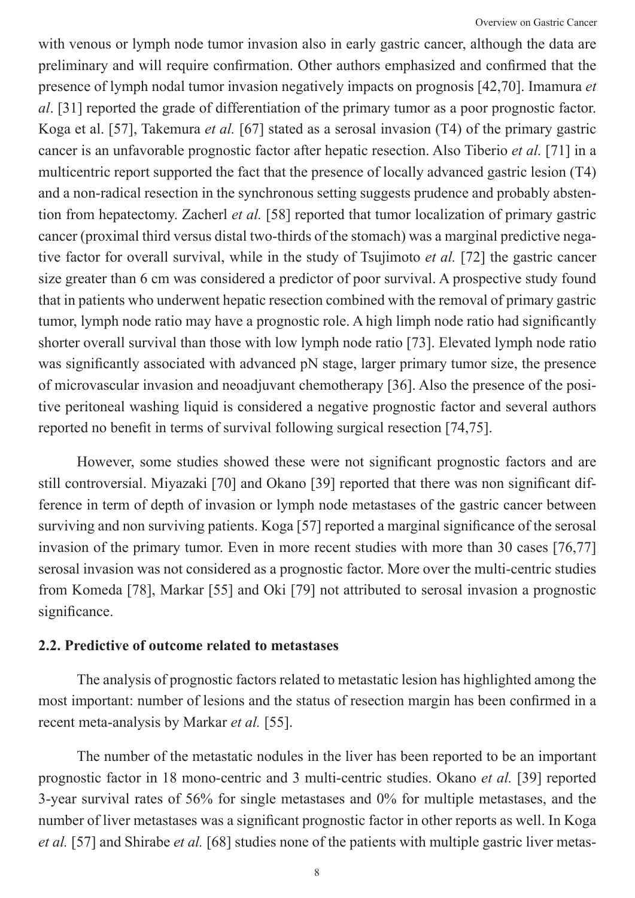with venous or lymph node tumor invasion also in early gastric cancer, although the data are preliminary and will require confirmation. Other authors emphasized and confirmed that the presence of lymph nodal tumor invasion negatively impacts on prognosis [42,70]. Imamura *et al*. [31] reported the grade of differentiation of the primary tumor as a poor prognostic factor. Koga et al. [57], Takemura *et al.* [67] stated as a serosal invasion (T4) of the primary gastric cancer is an unfavorable prognostic factor after hepatic resection. Also Tiberio *et al.* [71] in a multicentric report supported the fact that the presence of locally advanced gastric lesion (T4) and a non-radical resection in the synchronous setting suggests prudence and probably abstention from hepatectomy. Zacherl *et al.* [58] reported that tumor localization of primary gastric cancer (proximal third versus distal two-thirds of the stomach) was a marginal predictive negative factor for overall survival, while in the study of Tsujimoto *et al.* [72] the gastric cancer size greater than 6 cm was considered a predictor of poor survival. A prospective study found that in patients who underwent hepatic resection combined with the removal of primary gastric tumor, lymph node ratio may have a prognostic role. A high limph node ratio had significantly shorter overall survival than those with low lymph node ratio [73]. Elevated lymph node ratio was significantly associated with advanced pN stage, larger primary tumor size, the presence of microvascular invasion and neoadjuvant chemotherapy [36]. Also the presence of the positive peritoneal washing liquid is considered a negative prognostic factor and several authors reported no benefit in terms of survival following surgical resection [74,75].

However, some studies showed these were not significant prognostic factors and are still controversial. Miyazaki [70] and Okano [39] reported that there was non significant difference in term of depth of invasion or lymph node metastases of the gastric cancer between surviving and non surviving patients. Koga [57] reported a marginal significance of the serosal invasion of the primary tumor. Even in more recent studies with more than 30 cases [76,77] serosal invasion was not considered as a prognostic factor. More over the multi-centric studies from Komeda [78], Markar [55] and Oki [79] not attributed to serosal invasion a prognostic significance.

## 2.2. Predictive of outcome related to metastases

The analysis of prognostic factors related to metastatic lesion has highlighted among the most important: number of lesions and the status of resection margin has been confirmed in a recent meta-analysis by Markar *et al.* [55].

The number of the metastatic nodules in the liver has been reported to be an important prognostic factor in 18 mono-centric and 3 multi-centric studies. Okano *et al.* [39] reported 3-year survival rates of 56% for single metastases and 0% for multiple metastases, and the number of liver metastases was a significant prognostic factor in other reports as well. In Koga *et al.* [57] and Shirabe *et al.* [68] studies none of the patients with multiple gastric liver metas-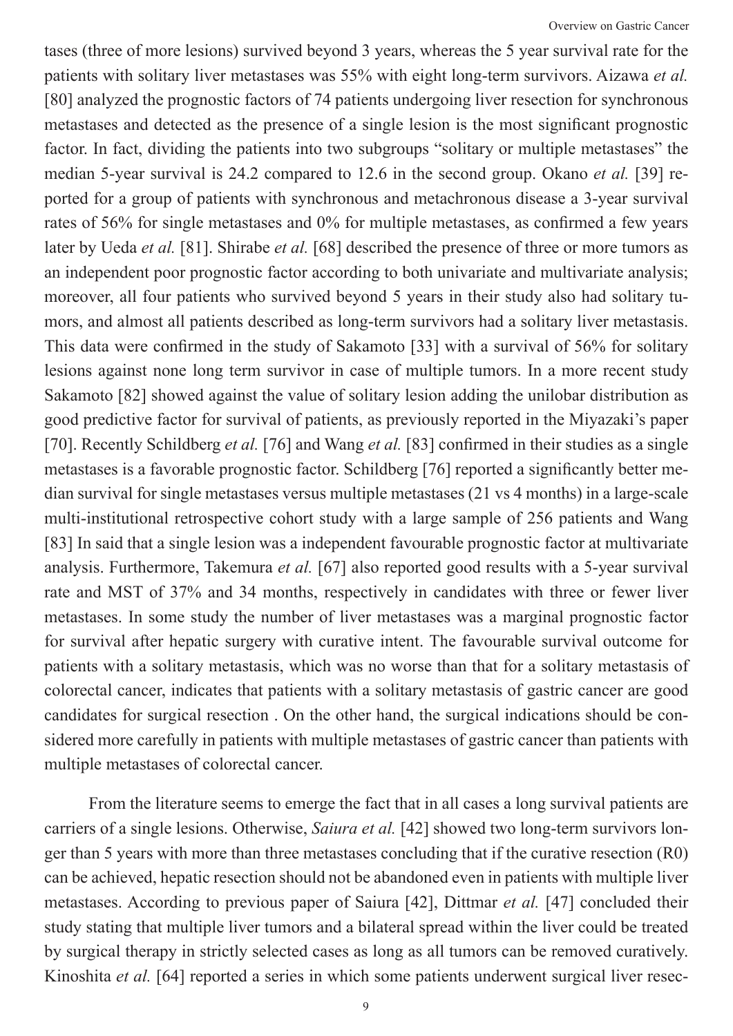tases (three of more lesions) survived beyond 3 years, whereas the 5 year survival rate for the patients with solitary liver metastases was 55% with eight long-term survivors. Aizawa *et al.* [80] analyzed the prognostic factors of 74 patients undergoing liver resection for synchronous metastases and detected as the presence of a single lesion is the most significant prognostic factor. In fact, dividing the patients into two subgroups "solitary or multiple metastases" the median 5-year survival is 24.2 compared to 12.6 in the second group. Okano *et al.* [39] reported for a group of patients with synchronous and metachronous disease a 3-year survival rates of 56% for single metastases and 0% for multiple metastases, as confirmed a few years later by Ueda *et al.* [81]. Shirabe *et al.* [68] described the presence of three or more tumors as an independent poor prognostic factor according to both univariate and multivariate analysis; moreover, all four patients who survived beyond 5 years in their study also had solitary tumors, and almost all patients described as long-term survivors had a solitary liver metastasis. This data were confirmed in the study of Sakamoto [33] with a survival of 56% for solitary lesions against none long term survivor in case of multiple tumors. In a more recent study Sakamoto [82] showed against the value of solitary lesion adding the unilobar distribution as good predictive factor for survival of patients, as previously reported in the Miyazaki's paper [70]. Recently Schildberg *et al.* [76] and Wang *et al.* [83] confirmed in their studies as a single metastases is a favorable prognostic factor. Schildberg [76] reported a significantly better median survival for single metastases versus multiple metastases (21 vs 4 months) in a large-scale multi-institutional retrospective cohort study with a large sample of 256 patients and Wang [83] In said that a single lesion was a independent favourable prognostic factor at multivariate analysis. Furthermore, Takemura *et al.* [67] also reported good results with a 5-year survival rate and MST of 37% and 34 months, respectively in candidates with three or fewer liver metastases. In some study the number of liver metastases was a marginal prognostic factor for survival after hepatic surgery with curative intent. The favourable survival outcome for patients with a solitary metastasis, which was no worse than that for a solitary metastasis of colorectal cancer, indicates that patients with a solitary metastasis of gastric cancer are good candidates for surgical resection . On the other hand, the surgical indications should be considered more carefully in patients with multiple metastases of gastric cancer than patients with multiple metastases of colorectal cancer.

From the literature seems to emerge the fact that in all cases a long survival patients are carriers of a single lesions. Otherwise, *Saiura et al.* [42] showed two long-term survivors longer than 5 years with more than three metastases concluding that if the curative resection (R0) can be achieved, hepatic resection should not be abandoned even in patients with multiple liver metastases. According to previous paper of Saiura [42], Dittmar *et al.* [47] concluded their study stating that multiple liver tumors and a bilateral spread within the liver could be treated by surgical therapy in strictly selected cases as long as all tumors can be removed curatively. Kinoshita *et al.* [64] reported a series in which some patients underwent surgical liver resec-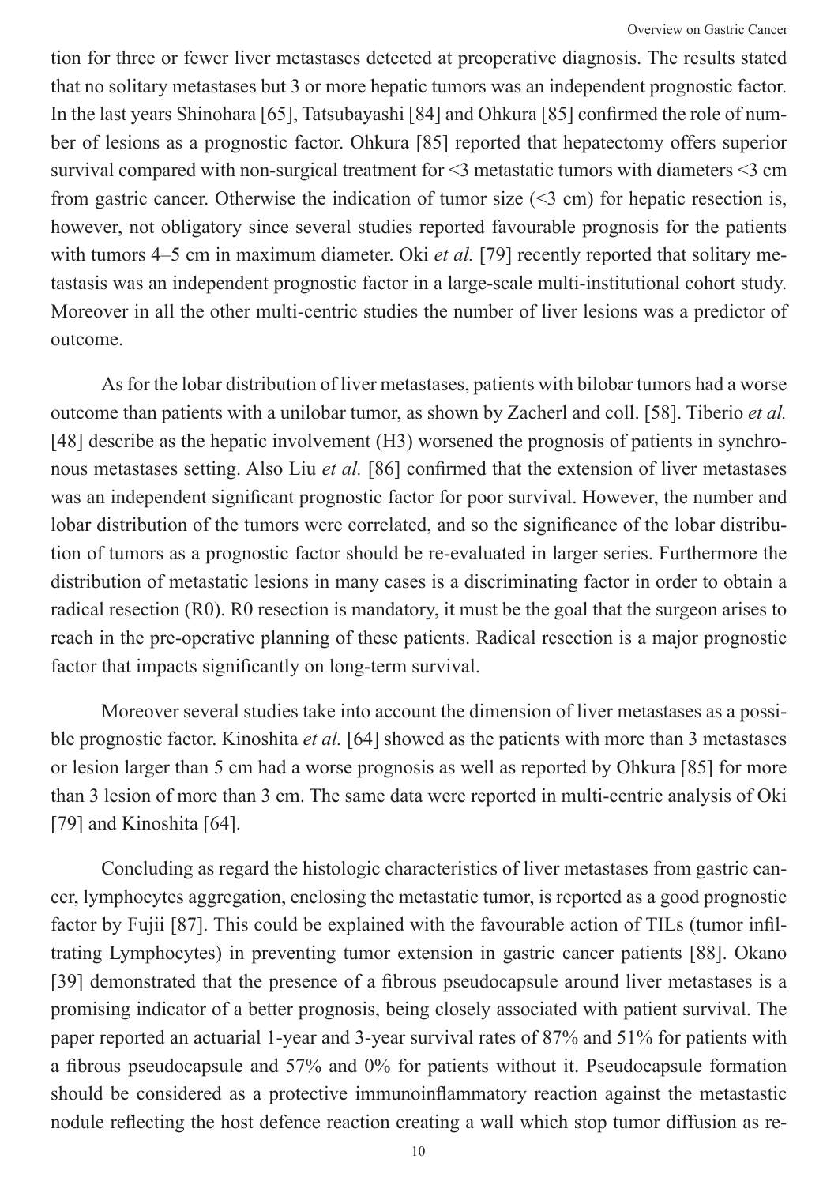tion for three or fewer liver metastases detected at preoperative diagnosis. The results stated that no solitary metastases but 3 or more hepatic tumors was an independent prognostic factor. In the last years Shinohara [65], Tatsubayashi [84] and Ohkura [85] confirmed the role of number of lesions as a prognostic factor. Ohkura [85] reported that hepatectomy offers superior survival compared with non-surgical treatment for <3 metastatic tumors with diameters <3 cm from gastric cancer. Otherwise the indication of tumor size (<3 cm) for hepatic resection is, however, not obligatory since several studies reported favourable prognosis for the patients with tumors 4–5 cm in maximum diameter. Oki *et al.* [79] recently reported that solitary metastasis was an independent prognostic factor in a large-scale multi-institutional cohort study. Moreover in all the other multi-centric studies the number of liver lesions was a predictor of outcome.

As for the lobar distribution of liver metastases, patients with bilobar tumors had a worse outcome than patients with a unilobar tumor, as shown by Zacherl and coll. [58]. Tiberio *et al.* [48] describe as the hepatic involvement (H3) worsened the prognosis of patients in synchronous metastases setting. Also Liu *et al.* [86] confirmed that the extension of liver metastases was an independent significant prognostic factor for poor survival. However, the number and lobar distribution of the tumors were correlated, and so the significance of the lobar distribution of tumors as a prognostic factor should be re-evaluated in larger series. Furthermore the distribution of metastatic lesions in many cases is a discriminating factor in order to obtain a radical resection (R0). R0 resection is mandatory, it must be the goal that the surgeon arises to reach in the pre-operative planning of these patients. Radical resection is a major prognostic factor that impacts significantly on long-term survival.

Moreover several studies take into account the dimension of liver metastases as a possible prognostic factor. Kinoshita *et al.* [64] showed as the patients with more than 3 metastases or lesion larger than 5 cm had a worse prognosis as well as reported by Ohkura [85] for more than 3 lesion of more than 3 cm. The same data were reported in multi-centric analysis of Oki [79] and Kinoshita [64].

Concluding as regard the histologic characteristics of liver metastases from gastric cancer, lymphocytes aggregation, enclosing the metastatic tumor, is reported as a good prognostic factor by Fujii [87]. This could be explained with the favourable action of TILs (tumor infiltrating Lymphocytes) in preventing tumor extension in gastric cancer patients [88]. Okano [39] demonstrated that the presence of a fibrous pseudocapsule around liver metastases is a promising indicator of a better prognosis, being closely associated with patient survival. The paper reported an actuarial 1-year and 3-year survival rates of 87% and 51% for patients with a fibrous pseudocapsule and 57% and 0% for patients without it. Pseudocapsule formation should be considered as a protective immunoinflammatory reaction against the metastastic nodule reflecting the host defence reaction creating a wall which stop tumor diffusion as re-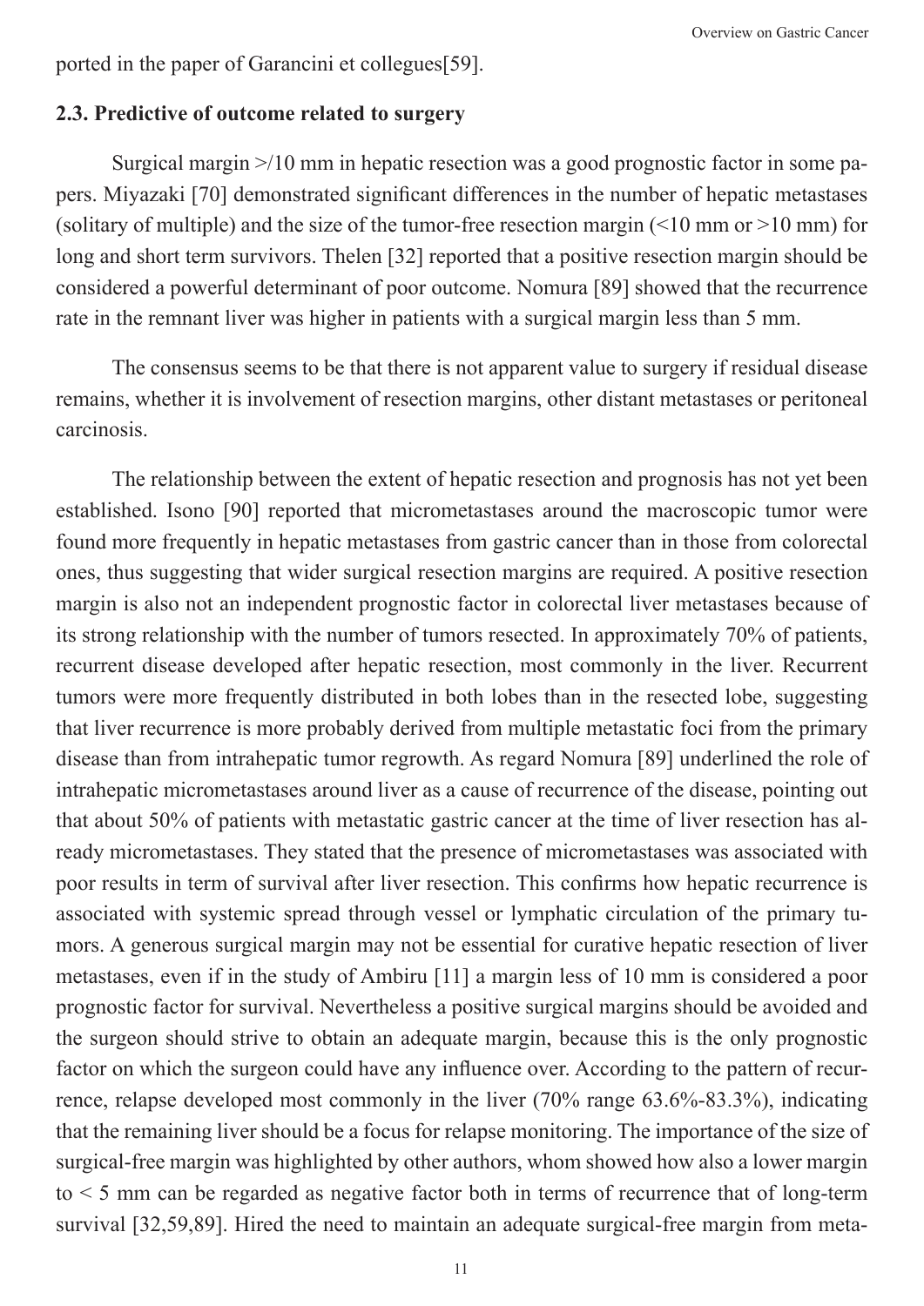ported in the paper of Garancini et collegues[59].

## 2.3. Predictive of outcome related to surgery

Surgical margin >/10 mm in hepatic resection was a good prognostic factor in some papers. Miyazaki [70] demonstrated significant differences in the number of hepatic metastases (solitary of multiple) and the size of the tumor-free resection margin (<10 mm or >10 mm) for long and short term survivors. Thelen [32] reported that a positive resection margin should be considered a powerful determinant of poor outcome. Nomura [89] showed that the recurrence rate in the remnant liver was higher in patients with a surgical margin less than 5 mm.

The consensus seems to be that there is not apparent value to surgery if residual disease remains, whether it is involvement of resection margins, other distant metastases or peritoneal carcinosis.

The relationship between the extent of hepatic resection and prognosis has not yet been established. Isono [90] reported that micrometastases around the macroscopic tumor were found more frequently in hepatic metastases from gastric cancer than in those from colorectal ones, thus suggesting that wider surgical resection margins are required. A positive resection margin is also not an independent prognostic factor in colorectal liver metastases because of its strong relationship with the number of tumors resected. In approximately 70% of patients, recurrent disease developed after hepatic resection, most commonly in the liver. Recurrent tumors were more frequently distributed in both lobes than in the resected lobe, suggesting that liver recurrence is more probably derived from multiple metastatic foci from the primary disease than from intrahepatic tumor regrowth. As regard Nomura [89] underlined the role of intrahepatic micrometastases around liver as a cause of recurrence of the disease, pointing out that about 50% of patients with metastatic gastric cancer at the time of liver resection has already micrometastases. They stated that the presence of micrometastases was associated with poor results in term of survival after liver resection. This confirms how hepatic recurrence is associated with systemic spread through vessel or lymphatic circulation of the primary tumors. A generous surgical margin may not be essential for curative hepatic resection of liver metastases, even if in the study of Ambiru [11] a margin less of 10 mm is considered a poor prognostic factor for survival. Nevertheless a positive surgical margins should be avoided and the surgeon should strive to obtain an adequate margin, because this is the only prognostic factor on which the surgeon could have any influence over. According to the pattern of recurrence, relapse developed most commonly in the liver (70% range 63.6%-83.3%), indicating that the remaining liver should be a focus for relapse monitoring. The importance of the size of surgical-free margin was highlighted by other authors, whom showed how also a lower margin to < 5 mm can be regarded as negative factor both in terms of recurrence that of long-term survival [32,59,89]. Hired the need to maintain an adequate surgical-free margin from meta-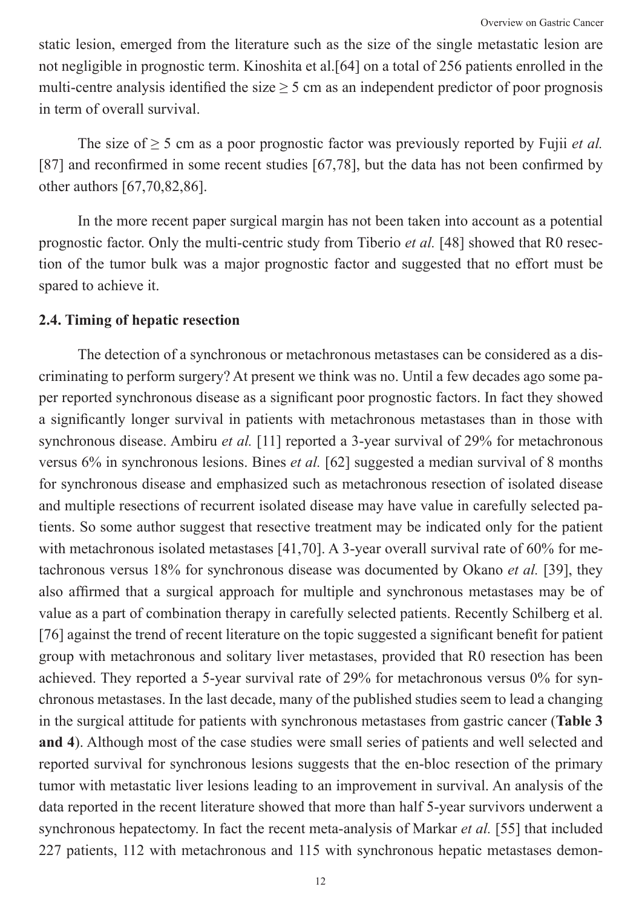static lesion, emerged from the literature such as the size of the single metastatic lesion are not negligible in prognostic term. Kinoshita et al.[64] on a total of 256 patients enrolled in the multi-centre analysis identified the size $\geq$ 5 cm as an independent predictor of poor prognosis in term of overall survival.

The size of $\geq$ 5 cm as a poor prognostic factor was previously reported by Fujii *et al.* [87] and reconfirmed in some recent studies [67,78], but the data has not been confirmed by other authors [67,70,82,86].

In the more recent paper surgical margin has not been taken into account as a potential prognostic factor. Only the multi-centric study from Tiberio *et al.* [48] showed that R0 resection of the tumor bulk was a major prognostic factor and suggested that no effort must be spared to achieve it.

### 2.4. Timing of hepatic resection

The detection of a synchronous or metachronous metastases can be considered as a discriminating to perform surgery? At present we think was no. Until a few decades ago some paper reported synchronous disease as a significant poor prognostic factors. In fact they showed a significantly longer survival in patients with metachronous metastases than in those with synchronous disease. Ambiru *et al.* [11] reported a 3-year survival of 29% for metachronous versus 6% in synchronous lesions. Bines *et al.* [62] suggested a median survival of 8 months for synchronous disease and emphasized such as metachronous resection of isolated disease and multiple resections of recurrent isolated disease may have value in carefully selected patients. So some author suggest that resective treatment may be indicated only for the patient with metachronous isolated metastases [41,70]. A 3-year overall survival rate of 60% for metachronous versus 18% for synchronous disease was documented by Okano *et al.* [39], they also affirmed that a surgical approach for multiple and synchronous metastases may be of value as a part of combination therapy in carefully selected patients. Recently Schilberg et al. [76] against the trend of recent literature on the topic suggested a significant benefit for patient group with metachronous and solitary liver metastases, provided that R0 resection has been achieved. They reported a 5-year survival rate of 29% for metachronous versus 0% for synchronous metastases. In the last decade, many of the published studies seem to lead a changing in the surgical attitude for patients with synchronous metastases from gastric cancer (**Table 3 and 4**). Although most of the case studies were small series of patients and well selected and reported survival for synchronous lesions suggests that the en-bloc resection of the primary tumor with metastatic liver lesions leading to an improvement in survival. An analysis of the data reported in the recent literature showed that more than half 5-year survivors underwent a synchronous hepatectomy. In fact the recent meta-analysis of Markar *et al.* [55] that included 227 patients, 112 with metachronous and 115 with synchronous hepatic metastases demon-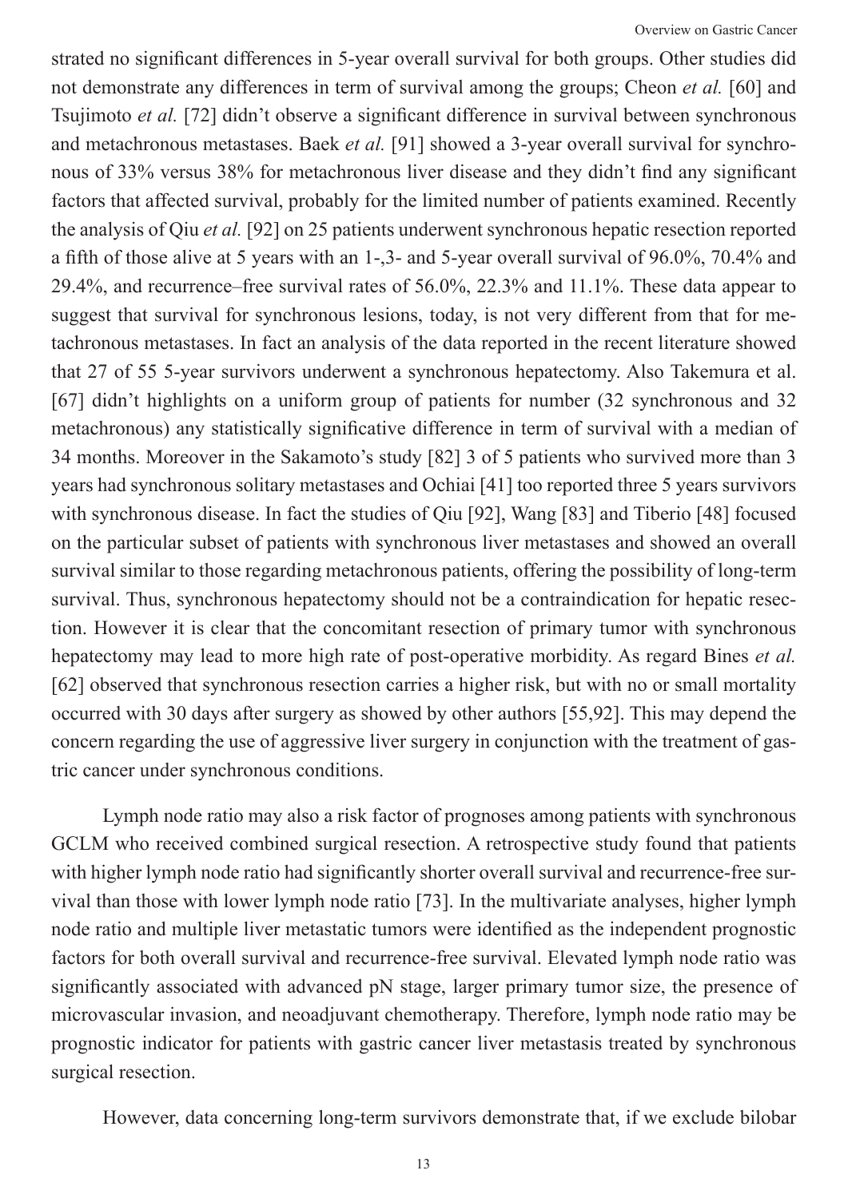strated no significant differences in 5-year overall survival for both groups. Other studies did not demonstrate any differences in term of survival among the groups; Cheon *et al.* [60] and Tsujimoto *et al.* [72] didn't observe a significant difference in survival between synchronous and metachronous metastases. Baek *et al.* [91] showed a 3-year overall survival for synchronous of 33% versus 38% for metachronous liver disease and they didn't find any significant factors that affected survival, probably for the limited number of patients examined. Recently the analysis of Qiu *et al.* [92] on 25 patients underwent synchronous hepatic resection reported a fifth of those alive at 5 years with an 1-,3- and 5-year overall survival of 96.0%, 70.4% and 29.4%, and recurrence–free survival rates of 56.0%, 22.3% and 11.1%. These data appear to suggest that survival for synchronous lesions, today, is not very different from that for metachronous metastases. In fact an analysis of the data reported in the recent literature showed that 27 of 55 5-year survivors underwent a synchronous hepatectomy. Also Takemura et al. [67] didn't highlights on a uniform group of patients for number (32 synchronous and 32 metachronous) any statistically significative difference in term of survival with a median of 34 months. Moreover in the Sakamoto's study [82] 3 of 5 patients who survived more than 3 years had synchronous solitary metastases and Ochiai [41] too reported three 5 years survivors with synchronous disease. In fact the studies of Qiu [92], Wang [83] and Tiberio [48] focused on the particular subset of patients with synchronous liver metastases and showed an overall survival similar to those regarding metachronous patients, offering the possibility of long-term survival. Thus, synchronous hepatectomy should not be a contraindication for hepatic resection. However it is clear that the concomitant resection of primary tumor with synchronous hepatectomy may lead to more high rate of post-operative morbidity. As regard Bines *et al.* [62] observed that synchronous resection carries a higher risk, but with no or small mortality occurred with 30 days after surgery as showed by other authors [55,92]. This may depend the concern regarding the use of aggressive liver surgery in conjunction with the treatment of gastric cancer under synchronous conditions.

Lymph node ratio may also a risk factor of prognoses among patients with synchronous GCLM who received combined surgical resection. A retrospective study found that patients with higher lymph node ratio had significantly shorter overall survival and recurrence-free survival than those with lower lymph node ratio [73]. In the multivariate analyses, higher lymph node ratio and multiple liver metastatic tumors were identified as the independent prognostic factors for both overall survival and recurrence-free survival. Elevated lymph node ratio was significantly associated with advanced pN stage, larger primary tumor size, the presence of microvascular invasion, and neoadjuvant chemotherapy. Therefore, lymph node ratio may be prognostic indicator for patients with gastric cancer liver metastasis treated by synchronous surgical resection.

However, data concerning long-term survivors demonstrate that, if we exclude bilobar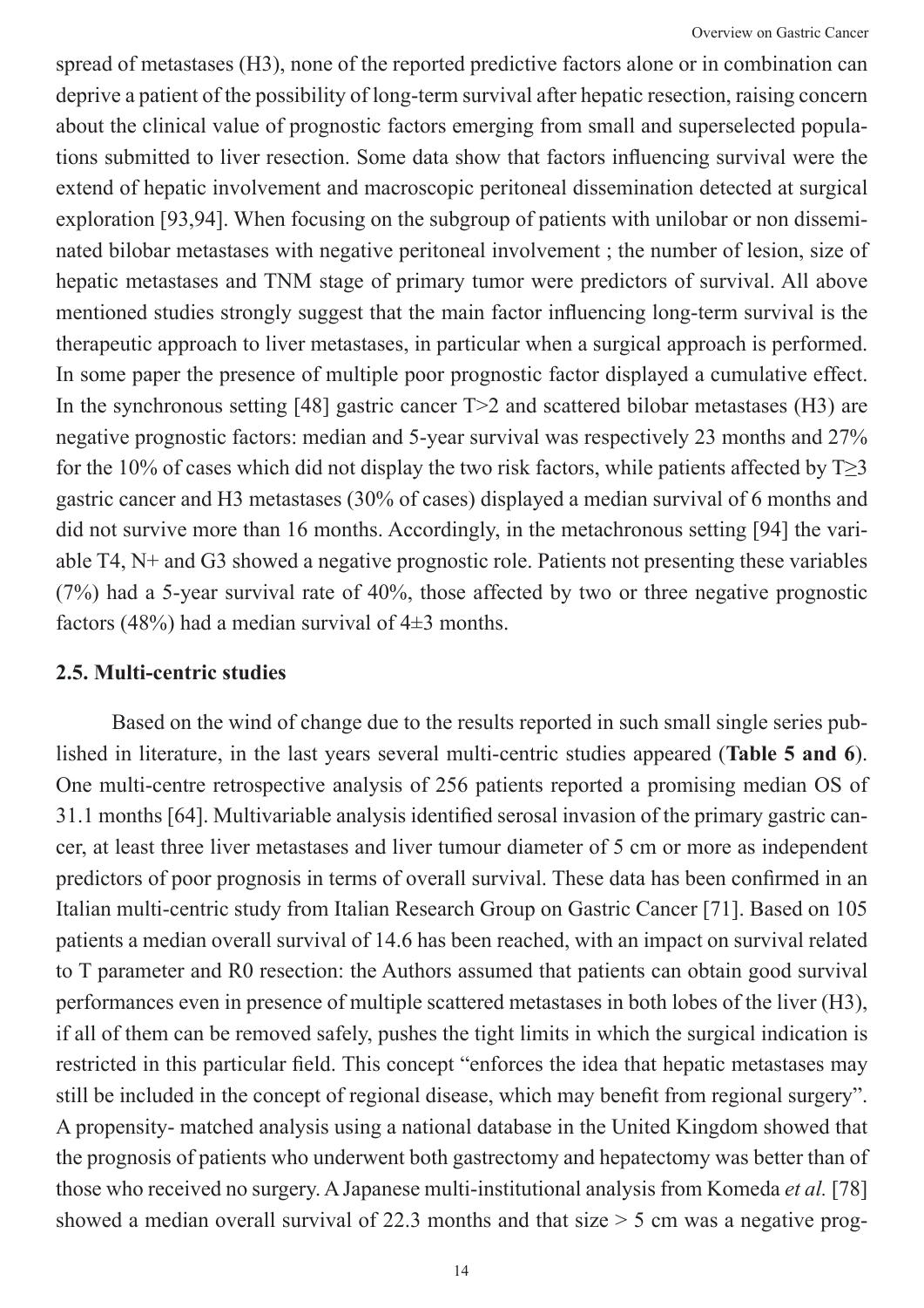spread of metastases (H3), none of the reported predictive factors alone or in combination can deprive a patient of the possibility of long-term survival after hepatic resection, raising concern about the clinical value of prognostic factors emerging from small and superselected populations submitted to liver resection. Some data show that factors influencing survival were the extend of hepatic involvement and macroscopic peritoneal dissemination detected at surgical exploration [93,94]. When focusing on the subgroup of patients with unilobar or non disseminated bilobar metastases with negative peritoneal involvement ; the number of lesion, size of hepatic metastases and TNM stage of primary tumor were predictors of survival. All above mentioned studies strongly suggest that the main factor influencing long-term survival is the therapeutic approach to liver metastases, in particular when a surgical approach is performed. In some paper the presence of multiple poor prognostic factor displayed a cumulative effect. In the synchronous setting [48] gastric cancer T>2 and scattered bilobar metastases (H3) are negative prognostic factors: median and 5-year survival was respectively 23 months and 27% for the 10% of cases which did not display the two risk factors, while patients affected by T≥3 gastric cancer and H3 metastases (30% of cases) displayed a median survival of 6 months and did not survive more than 16 months. Accordingly, in the metachronous setting [94] the variable T4, N+ and G3 showed a negative prognostic role. Patients not presenting these variables (7%) had a 5-year survival rate of 40%, those affected by two or three negative prognostic factors (48%) had a median survival of 4±3 months.

### 2.5. Multi-centric studies

Based on the wind of change due to the results reported in such small single series published in literature, in the last years several multi-centric studies appeared (**Table 5 and 6**). One multi-centre retrospective analysis of 256 patients reported a promising median OS of 31.1 months [64]. Multivariable analysis identified serosal invasion of the primary gastric cancer, at least three liver metastases and liver tumour diameter of 5 cm or more as independent predictors of poor prognosis in terms of overall survival. These data has been confirmed in an Italian multi-centric study from Italian Research Group on Gastric Cancer [71]. Based on 105 patients a median overall survival of 14.6 has been reached, with an impact on survival related to T parameter and R0 resection: the Authors assumed that patients can obtain good survival performances even in presence of multiple scattered metastases in both lobes of the liver (H3), if all of them can be removed safely, pushes the tight limits in which the surgical indication is restricted in this particular field. This concept "enforces the idea that hepatic metastases may still be included in the concept of regional disease, which may benefit from regional surgery". A propensity- matched analysis using a national database in the United Kingdom showed that the prognosis of patients who underwent both gastrectomy and hepatectomy was better than of those who received no surgery. A Japanese multi-institutional analysis from Komeda *et al.* [78] showed a median overall survival of 22.3 months and that size > 5 cm was a negative prog-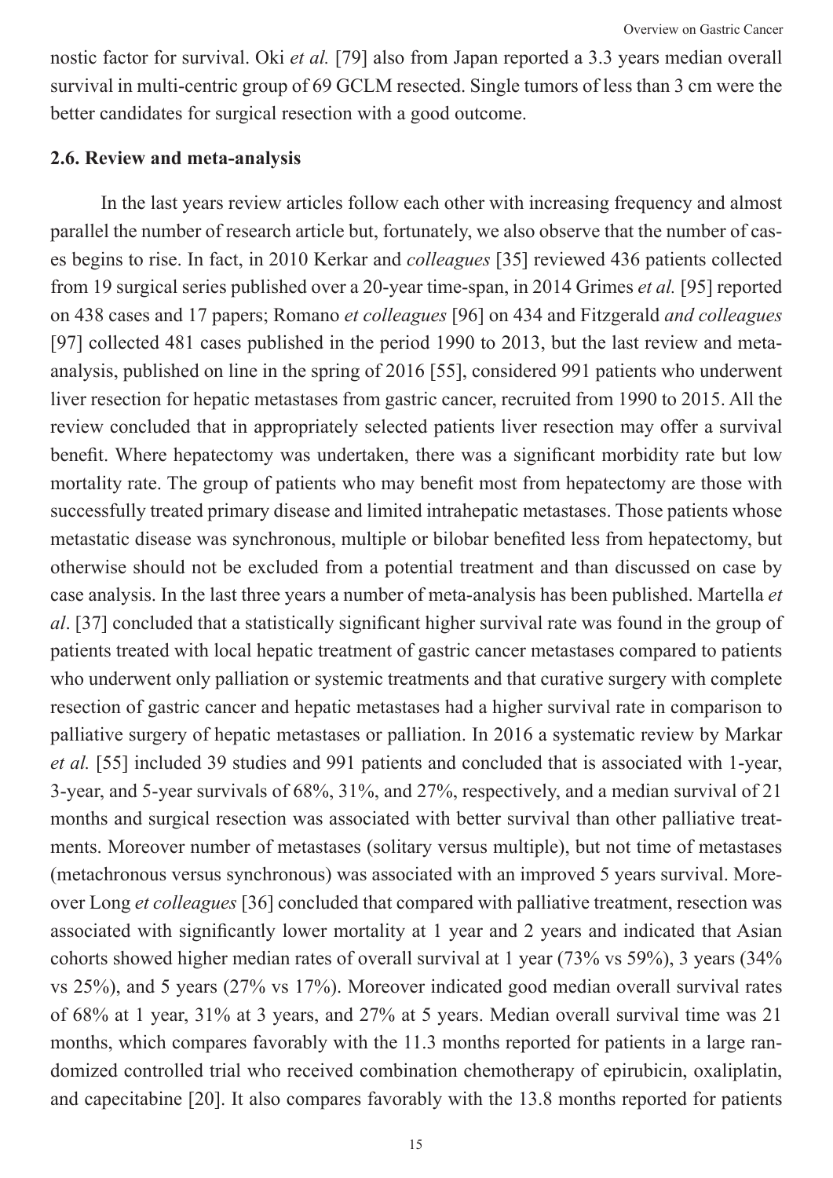nostic factor for survival. Oki *et al.* [79] also from Japan reported a 3.3 years median overall survival in multi-centric group of 69 GCLM resected. Single tumors of less than 3 cm were the better candidates for surgical resection with a good outcome.

### 2.6. Review and meta-analysis

In the last years review articles follow each other with increasing frequency and almost parallel the number of research article but, fortunately, we also observe that the number of cases begins to rise. In fact, in 2010 Kerkar and *colleagues* [35] reviewed 436 patients collected from 19 surgical series published over a 20-year time-span, in 2014 Grimes *et al.* [95] reported on 438 cases and 17 papers; Romano *et colleagues* [96] on 434 and Fitzgerald *and colleagues* [97] collected 481 cases published in the period 1990 to 2013, but the last review and meta-analysis, published on line in the spring of 2016 [55], considered 991 patients who underwent liver resection for hepatic metastases from gastric cancer, recruited from 1990 to 2015. All the review concluded that in appropriately selected patients liver resection may offer a survival benefit. Where hepatectomy was undertaken, there was a significant morbidity rate but low mortality rate. The group of patients who may benefit most from hepatectomy are those with successfully treated primary disease and limited intrahepatic metastases. Those patients whose metastatic disease was synchronous, multiple or bilobar benefited less from hepatectomy, but otherwise should not be excluded from a potential treatment and than discussed on case by case analysis. In the last three years a number of meta-analysis has been published. Martella *et al*. [37] concluded that a statistically significant higher survival rate was found in the group of patients treated with local hepatic treatment of gastric cancer metastases compared to patients who underwent only palliation or systemic treatments and that curative surgery with complete resection of gastric cancer and hepatic metastases had a higher survival rate in comparison to palliative surgery of hepatic metastases or palliation. In 2016 a systematic review by Markar *et al.* [55] included 39 studies and 991 patients and concluded that is associated with 1-year, 3-year, and 5-year survivals of 68%, 31%, and 27%, respectively, and a median survival of 21 months and surgical resection was associated with better survival than other palliative treatments. Moreover number of metastases (solitary versus multiple), but not time of metastases (metachronous versus synchronous) was associated with an improved 5 years survival. Moreover Long *et colleagues* [36] concluded that compared with palliative treatment, resection was associated with significantly lower mortality at 1 year and 2 years and indicated that Asian cohorts showed higher median rates of overall survival at 1 year (73% vs 59%), 3 years (34% vs 25%), and 5 years (27% vs 17%). Moreover indicated good median overall survival rates of 68% at 1 year, 31% at 3 years, and 27% at 5 years. Median overall survival time was 21 months, which compares favorably with the 11.3 months reported for patients in a large randomized controlled trial who received combination chemotherapy of epirubicin, oxaliplatin, and capecitabine [20]. It also compares favorably with the 13.8 months reported for patients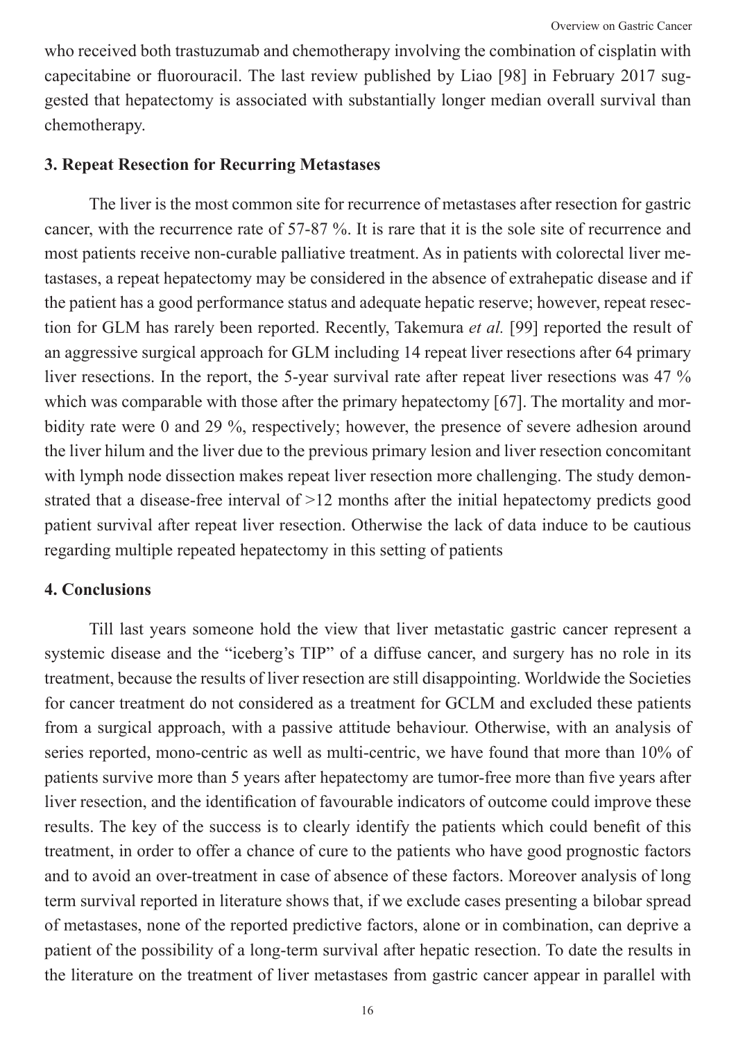who received both trastuzumab and chemotherapy involving the combination of cisplatin with capecitabine or fluorouracil. The last review published by Liao [98] in February 2017 suggested that hepatectomy is associated with substantially longer median overall survival than chemotherapy.

### 3. Repeat Resection for Recurring Metastases

The liver is the most common site for recurrence of metastases after resection for gastric cancer, with the recurrence rate of 57-87 %. It is rare that it is the sole site of recurrence and most patients receive non-curable palliative treatment. As in patients with colorectal liver metastases, a repeat hepatectomy may be considered in the absence of extrahepatic disease and if the patient has a good performance status and adequate hepatic reserve; however, repeat resection for GLM has rarely been reported. Recently, Takemura *et al.* [99] reported the result of an aggressive surgical approach for GLM including 14 repeat liver resections after 64 primary liver resections. In the report, the 5-year survival rate after repeat liver resections was 47 % which was comparable with those after the primary hepatectomy [67]. The mortality and morbidity rate were 0 and 29 %, respectively; however, the presence of severe adhesion around the liver hilum and the liver due to the previous primary lesion and liver resection concomitant with lymph node dissection makes repeat liver resection more challenging. The study demonstrated that a disease-free interval of >12 months after the initial hepatectomy predicts good patient survival after repeat liver resection. Otherwise the lack of data induce to be cautious regarding multiple repeated hepatectomy in this setting of patients

### 4. Conclusions

Till last years someone hold the view that liver metastatic gastric cancer represent a systemic disease and the "iceberg's TIP" of a diffuse cancer, and surgery has no role in its treatment, because the results of liver resection are still disappointing. Worldwide the Societies for cancer treatment do not considered as a treatment for GCLM and excluded these patients from a surgical approach, with a passive attitude behaviour. Otherwise, with an analysis of series reported, mono-centric as well as multi-centric, we have found that more than 10% of patients survive more than 5 years after hepatectomy are tumor-free more than five years after liver resection, and the identification of favourable indicators of outcome could improve these results. The key of the success is to clearly identify the patients which could benefit of this treatment, in order to offer a chance of cure to the patients who have good prognostic factors and to avoid an over-treatment in case of absence of these factors. Moreover analysis of long term survival reported in literature shows that, if we exclude cases presenting a bilobar spread of metastases, none of the reported predictive factors, alone or in combination, can deprive a patient of the possibility of a long-term survival after hepatic resection. To date the results in the literature on the treatment of liver metastases from gastric cancer appear in parallel with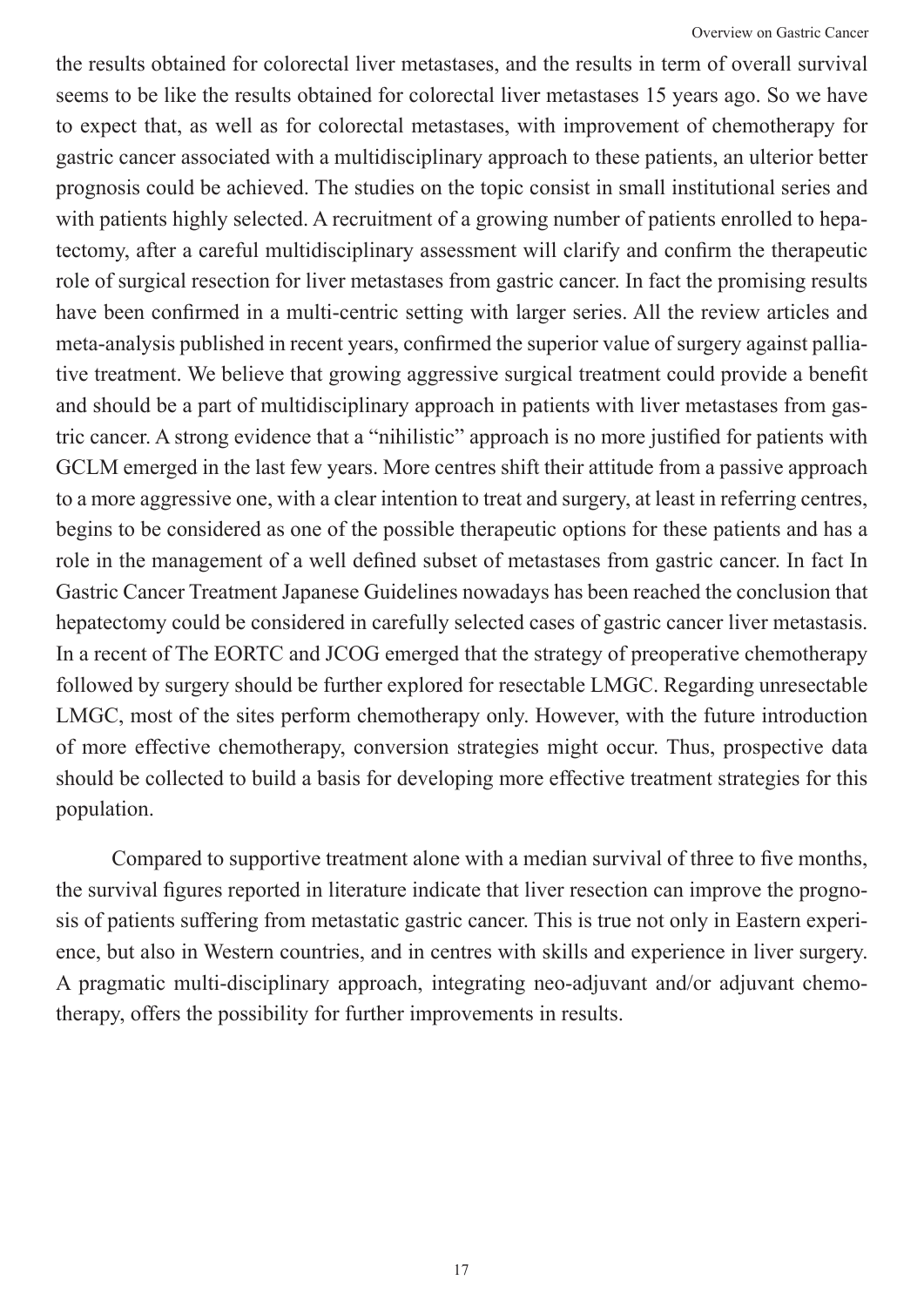the results obtained for colorectal liver metastases, and the results in term of overall survival seems to be like the results obtained for colorectal liver metastases 15 years ago. So we have to expect that, as well as for colorectal metastases, with improvement of chemotherapy for gastric cancer associated with a multidisciplinary approach to these patients, an ulterior better prognosis could be achieved. The studies on the topic consist in small institutional series and with patients highly selected. A recruitment of a growing number of patients enrolled to hepatectomy, after a careful multidisciplinary assessment will clarify and confirm the therapeutic role of surgical resection for liver metastases from gastric cancer. In fact the promising results have been confirmed in a multi-centric setting with larger series. All the review articles and meta-analysis published in recent years, confirmed the superior value of surgery against palliative treatment. We believe that growing aggressive surgical treatment could provide a benefit and should be a part of multidisciplinary approach in patients with liver metastases from gastric cancer. A strong evidence that a "nihilistic" approach is no more justified for patients with GCLM emerged in the last few years. More centres shift their attitude from a passive approach to a more aggressive one, with a clear intention to treat and surgery, at least in referring centres, begins to be considered as one of the possible therapeutic options for these patients and has a role in the management of a well defined subset of metastases from gastric cancer. In fact In Gastric Cancer Treatment Japanese Guidelines nowadays has been reached the conclusion that hepatectomy could be considered in carefully selected cases of gastric cancer liver metastasis. In a recent of The EORTC and JCOG emerged that the strategy of preoperative chemotherapy followed by surgery should be further explored for resectable LMGC. Regarding unresectable LMGC, most of the sites perform chemotherapy only. However, with the future introduction of more effective chemotherapy, conversion strategies might occur. Thus, prospective data should be collected to build a basis for developing more effective treatment strategies for this population.

Compared to supportive treatment alone with a median survival of three to five months, the survival figures reported in literature indicate that liver resection can improve the prognosis of patients suffering from metastatic gastric cancer. This is true not only in Eastern experience, but also in Western countries, and in centres with skills and experience in liver surgery. A pragmatic multi-disciplinary approach, integrating neo-adjuvant and/or adjuvant chemotherapy, offers the possibility for further improvements in results.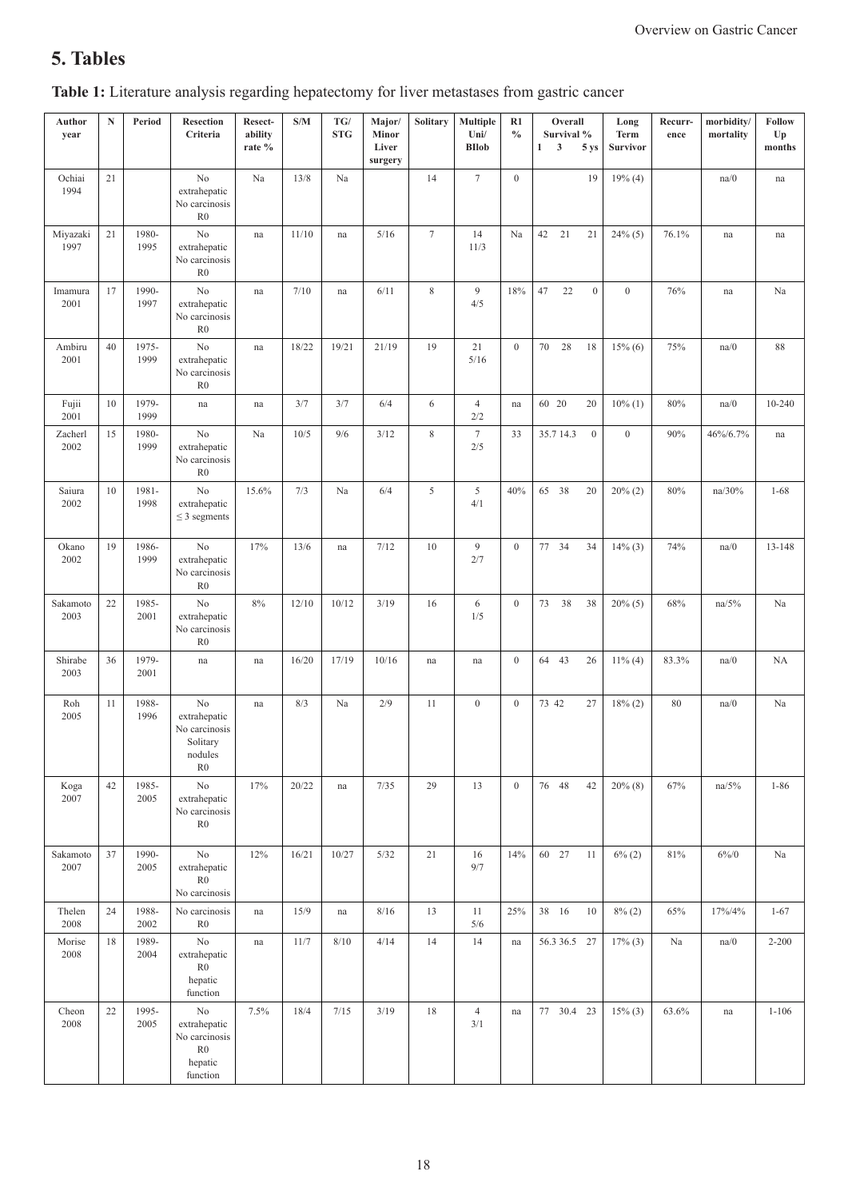## 5. Tables

**Table 1:** Literature analysis regarding hepatectomy for liver metastases from gastric cancer

| Author year | N | Period | Resection Criteria | Resect-ability rate % | S/M | TG/ STG | Major/ Minor Liver surgery | Solitary | Multiple Uni/ BIlob | R1 % | Overall Survival % 1 3 5 ys | Long Term Survivor | Recurr-ence | morbidity/ mortality | Follow Up months |
|---|---|---|---|---|---|---|---|---|---|---|---|---|---|---|---|
| Ochiai 1994 | 21 | | No extrahepatic No carcinosis R0 | Na | 13/8 | Na | | 14 | 7 | 0 | 19 | 19% (4) | | na/0 | na |
| Miyazaki 1997 | 21 | 1980-1995 | No extrahepatic No carcinosis R0 | na | 11/10 | na | 5/16 | 7 | 14 11/3 | Na | 42 21 21 | 24% (5) | 76.1% | na | na |
| Imamura 2001 | 17 | 1990-1997 | No extrahepatic No carcinosis R0 | na | 7/10 | na | 6/11 | 8 | 9 4/5 | 18% | 47 22 0 | 0 | 76% | na | Na |
| Ambiru 2001 | 40 | 1975-1999 | No extrahepatic No carcinosis R0 | na | 18/22 | 19/21 | 21/19 | 19 | 21 5/16 | 0 | 70 28 18 | 15% (6) | 75% | na/0 | 88 |
| Fujii 2001 | 10 | 1979-1999 | na | na | 3/7 | 3/7 | 6/4 | 6 | 4 2/2 | na | 60 20 20 | 10% (1) | 80% | na/0 | 10-240 |
| Zacherl 2002 | 15 | 1980-1999 | No extrahepatic No carcinosis R0 | Na | 10/5 | 9/6 | 3/12 | 8 | 7 2/5 | 33 | 35.7 14.3 0 | 0 | 90% | 46%/6.7% | na |
| Saiura 2002 | 10 | 1981-1998 | No extrahepatic ≤ 3 segments | 15.6% | 7/3 | Na | 6/4 | 5 | 5 4/1 | 40% | 65 38 20 | 20% (2) | 80% | na/30% | 1-68 |
| Okano 2002 | 19 | 1986-1999 | No extrahepatic No carcinosis R0 | 17% | 13/6 | na | 7/12 | 10 | 9 2/7 | 0 | 77 34 34 | 14% (3) | 74% | na/0 | 13-148 |
| Sakamoto 2003 | 22 | 1985-2001 | No extrahepatic No carcinosis R0 | 8% | 12/10 | 10/12 | 3/19 | 16 | 6 1/5 | 0 | 73 38 38 | 20% (5) | 68% | na/5% | Na |
| Shirabe 2003 | 36 | 1979-2001 | na | na | 16/20 | 17/19 | 10/16 | na | na | 0 | 64 43 26 | 11% (4) | 83.3% | na/0 | NA |
| Roh 2005 | 11 | 1988-1996 | No extrahepatic No carcinosis Solitary nodules R0 | na | 8/3 | Na | 2/9 | 11 | 0 | 0 | 73 42 27 | 18% (2) | 80 | na/0 | Na |
| Koga 2007 | 42 | 1985-2005 | No extrahepatic No carcinosis R0 | 17% | 20/22 | na | 7/35 | 29 | 13 | 0 | 76 48 42 | 20% (8) | 67% | na/5% | 1-86 |
| Sakamoto 2007 | 37 | 1990-2005 | No extrahepatic R0 No carcinosis | 12% | 16/21 | 10/27 | 5/32 | 21 | 16 9/7 | 14% | 60 27 11 | 6% (2) | 81% | 6%/0 | Na |
| Thelen 2008 | 24 | 1988-2002 | No carcinosis R0 | na | 15/9 | na | 8/16 | 13 | 11 5/6 | 25% | 38 16 10 | 8% (2) | 65% | 17%/4% | 1-67 |
| Morise 2008 | 18 | 1989-2004 | No extrahepatic R0 hepatic function | na | 11/7 | 8/10 | 4/14 | 14 | 14 | na | 56.3 36.5 27 | 17% (3) | Na | na/0 | 2-200 |
| Cheon 2008 | 22 | 1995-2005 | No extrahepatic No carcinosis R0 hepatic function | 7.5% | 18/4 | 7/15 | 3/19 | 18 | 4 3/1 | na | 77 30.4 23 | 15% (3) | 63.6% | na | 1-106 |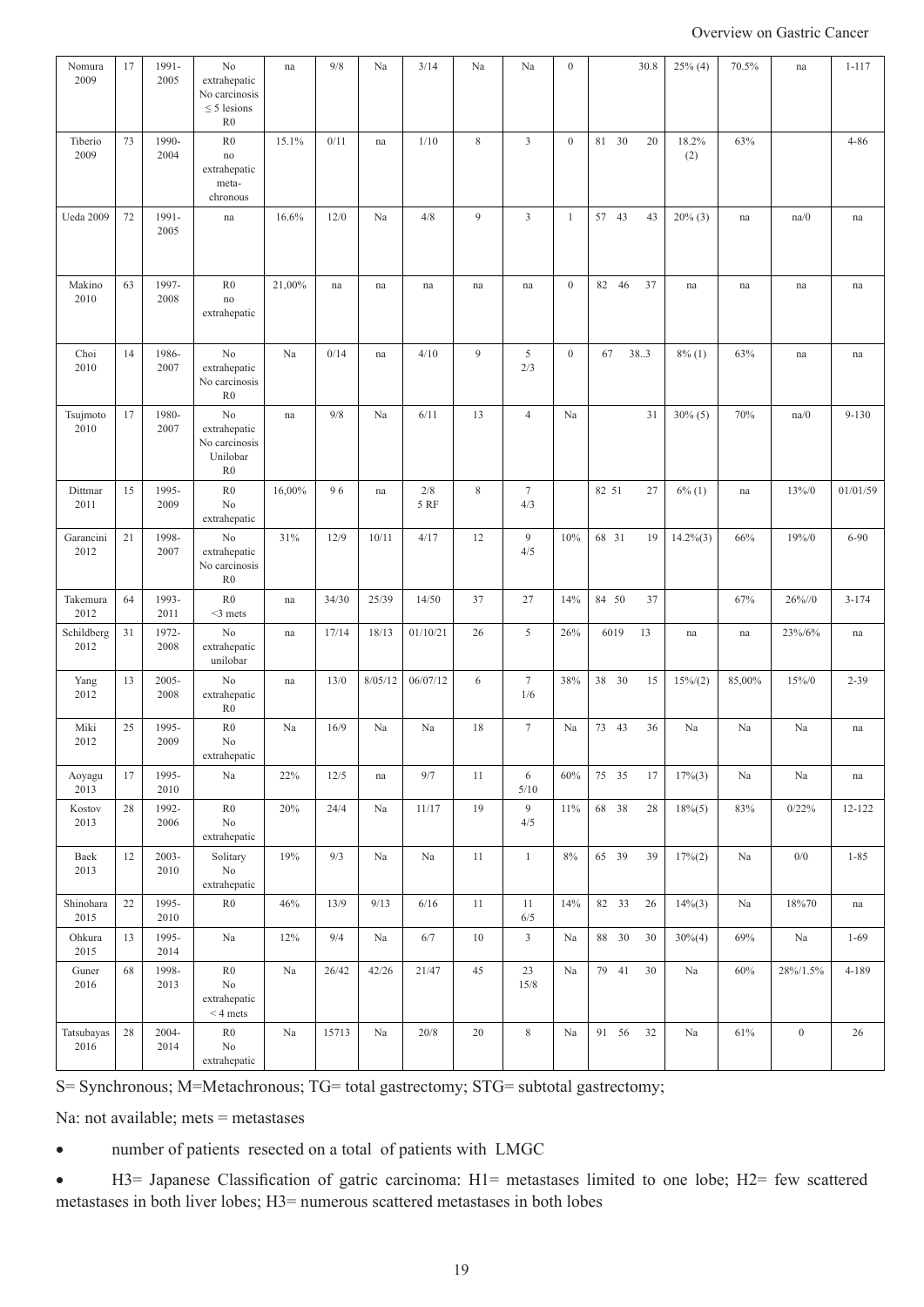| | | | | | | | | | | | | | | | |
|---|---|---|---|---|---|---|---|---|---|---|---|---|---|---|---|
| Nomura 2009 | 17 | 1991-2005 | No extrahepatic No carcinosis ≤ 5 lesions R0 | na | 9/8 | Na | 3/14 | Na | Na | 0 | 30.8 | 25% (4) | 70.5% | na | 1-117 |
| Tiberio 2009 | 73 | 1990-2004 | R0 no extrahepatic meta-chronous | 15.1% | 0/11 | na | 1/10 | 8 | 3 | 0 | 81 30 20 | 18.2% (2) | 63% | | 4-86 |
| Ueda 2009 | 72 | 1991-2005 | na | 16.6% | 12/0 | Na | 4/8 | 9 | 3 | 1 | 57 43 43 | 20% (3) | na | na/0 | na |
| Makino 2010 | 63 | 1997-2008 | R0 no extrahepatic | 21,00% | na | na | na | na | na | 0 | 82 46 37 | na | na | na | na |
| Choi 2010 | 14 | 1986-2007 | No extrahepatic No carcinosis R0 | Na | 0/14 | na | 4/10 | 9 | 5 2/3 | 0 | 67 38..3 | 8% (1) | 63% | na | na |
| Tsujmoto 2010 | 17 | 1980-2007 | No extrahepatic No carcinosis Unilobar R0 | na | 9/8 | Na | 6/11 | 13 | 4 | Na | 31 | 30% (5) | 70% | na/0 | 9-130 |
| Dittmar 2011 | 15 | 1995-2009 | R0 No extrahepatic | 16,00% | 9 6 | na | 2/8 5 RF | 8 | 7 4/3 | | 82 51 27 | 6% (1) | na | 13%/0 | 01/01/59 |
| Garancini 2012 | 21 | 1998-2007 | No extrahepatic No carcinosis R0 | 31% | 12/9 | 10/11 | 4/17 | 12 | 9 4/5 | 10% | 68 31 19 | 14.2%(3) | 66% | 19%/0 | 6-90 |
| Takemura 2012 | 64 | 1993-2011 | R0 <3 mets | na | 34/30 | 25/39 | 14/50 | 37 | 27 | 14% | 84 50 37 | | 67% | 26%//0 | 3-174 |
| Schildberg 2012 | 31 | 1972-2008 | No extrahepatic unilobar | na | 17/14 | 18/13 | 01/10/21 | 26 | 5 | 26% | 6019 13 | na | na | 23%/6% | na |
| Yang 2012 | 13 | 2005-2008 | No extrahepatic R0 | na | 13/0 | 8/05/12 | 06/07/12 | 6 | 7 1/6 | 38% | 38 30 15 | 15%/(2) | 85,00% | 15%/0 | 2-39 |
| Miki 2012 | 25 | 1995-2009 | R0 No extrahepatic | Na | 16/9 | Na | Na | 18 | 7 | Na | 73 43 36 | Na | Na | Na | na |
| Aoyagu 2013 | 17 | 1995-2010 | Na | 22% | 12/5 | na | 9/7 | 11 | 6 5/10 | 60% | 75 35 17 | 17%(3) | Na | Na | na |
| Kostov 2013 | 28 | 1992-2006 | R0 No extrahepatic | 20% | 24/4 | Na | 11/17 | 19 | 9 4/5 | 11% | 68 38 28 | 18%(5) | 83% | 0/22% | 12-122 |
| Baek 2013 | 12 | 2003-2010 | Solitary No extrahepatic | 19% | 9/3 | Na | Na | 11 | 1 | 8% | 65 39 39 | 17%(2) | Na | 0/0 | 1-85 |
| Shinohara 2015 | 22 | 1995-2010 | R0 | 46% | 13/9 | 9/13 | 6/16 | 11 | 11 6/5 | 14% | 82 33 26 | 14%(3) | Na | 18%70 | na |
| Ohkura 2015 | 13 | 1995-2014 | Na | 12% | 9/4 | Na | 6/7 | 10 | 3 | Na | 88 30 30 | 30%(4) | 69% | Na | 1-69 |
| Guner 2016 | 68 | 1998-2013 | R0 No extrahepatic < 4 mets | Na | 26/42 | 42/26 | 21/47 | 45 | 23 15/8 | Na | 79 41 30 | Na | 60% | 28%/1.5% | 4-189 |
| Tatsubayas 2016 | 28 | 2004-2014 | R0 No extrahepatic | Na | 15713 | Na | 20/8 | 20 | 8 | Na | 91 56 32 | Na | 61% | 0 | 26 |

S= Synchronous; M=Metachronous; TG= total gastrectomy; STG= subtotal gastrectomy;

Na: not available; mets = metastases

- number of patients resected on a total of patients with LMGC
- H3= Japanese Classification of gatric carcinoma: H1= metastases limited to one lobe; H2= few scattered metastases in both liver lobes; H3= numerous scattered metastases in both lobes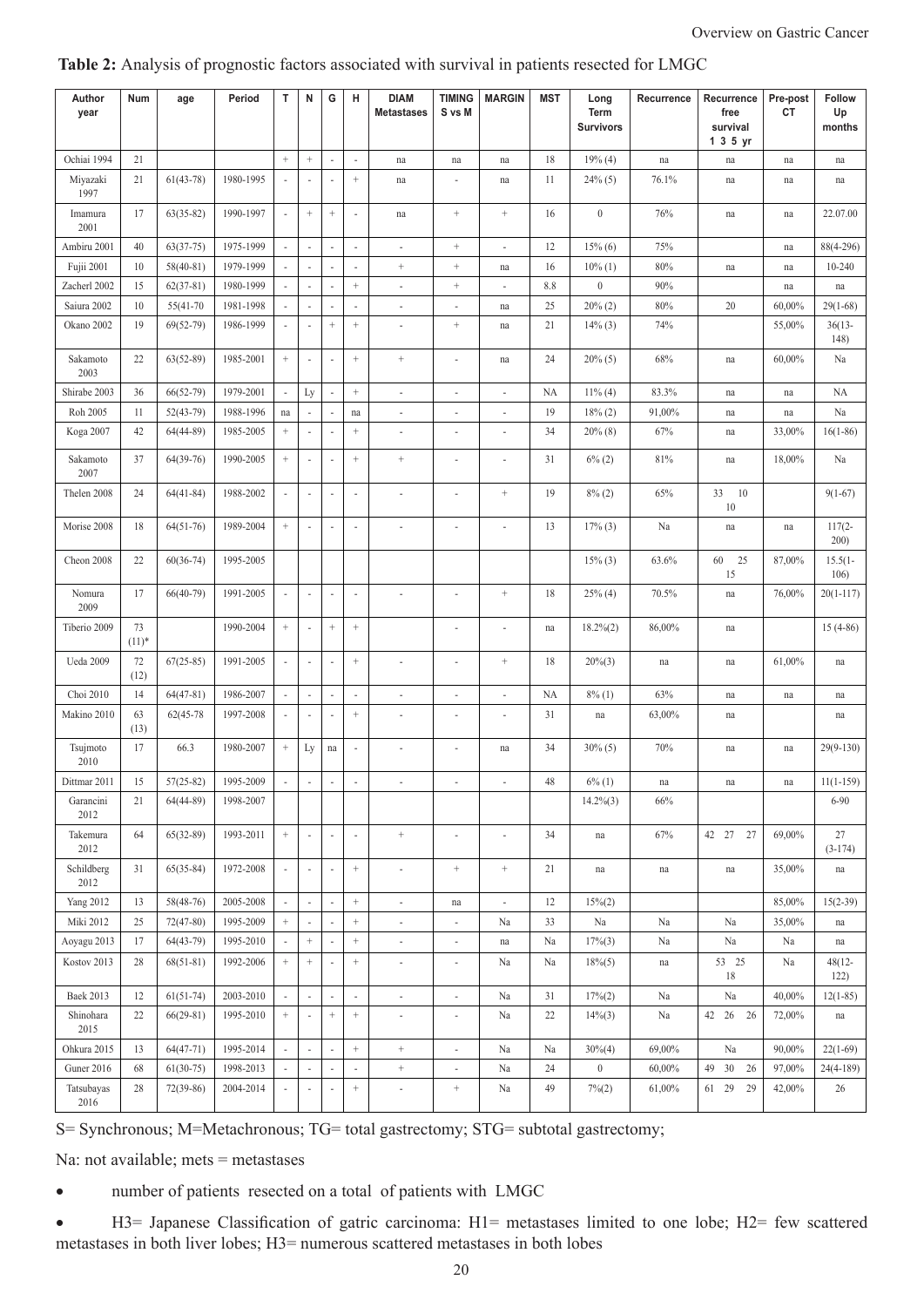**Table 2:** Analysis of prognostic factors associated with survival in patients resected for LMGC

| Author year | Num | age | Period | T | N | G | H | DIAM Metastases | TIMING S vs M | MARGIN | MST | Long Term Survivors | Recurrence | Recurrence free survival 1 3 5 yr | Pre-post CT | Follow Up months |
|---|---|---|---|---|---|---|---|---|---|---|---|---|---|---|---|---|
| Ochiai 1994 | 21 | | | + | + | - | - | na | na | na | 18 | 19% (4) | na | na | na | na |
| Miyazaki 1997 | 21 | 61(43-78) | 1980-1995 | - | - | - | + | na | - | na | 11 | 24% (5) | 76.1% | na | na | na |
| Imamura 2001 | 17 | 63(35-82) | 1990-1997 | - | + | + | - | na | + | + | 16 | 0 | 76% | na | na | 22.07.00 |
| Ambiru 2001 | 40 | 63(37-75) | 1975-1999 | - | - | - | - | - | + | - | 12 | 15% (6) | 75% | | na | 88(4-296) |
| Fujii 2001 | 10 | 58(40-81) | 1979-1999 | - | - | - | - | + | + | na | 16 | 10% (1) | 80% | na | na | 10-240 |
| Zacherl 2002 | 15 | 62(37-81) | 1980-1999 | - | - | - | + | - | + | - | 8.8 | 0 | 90% | | na | na |
| Saiura 2002 | 10 | 55(41-70 | 1981-1998 | - | - | - | - | - | - | na | 25 | 20% (2) | 80% | 20 | 60,00% | 29(1-68) |
| Okano 2002 | 19 | 69(52-79) | 1986-1999 | - | - | + | + | - | + | na | 21 | 14% (3) | 74% | | 55,00% | 36(13-148) |
| Sakamoto 2003 | 22 | 63(52-89) | 1985-2001 | + | - | - | + | + | - | na | 24 | 20% (5) | 68% | na | 60,00% | Na |
| Shirabe 2003 | 36 | 66(52-79) | 1979-2001 | - | Ly | - | + | - | - | - | NA | 11% (4) | 83.3% | na | na | NA |
| Roh 2005 | 11 | 52(43-79) | 1988-1996 | na | - | - | na | - | - | - | 19 | 18% (2) | 91,00% | na | na | Na |
| Koga 2007 | 42 | 64(44-89) | 1985-2005 | + | - | - | + | - | - | - | 34 | 20% (8) | 67% | na | 33,00% | 16(1-86) |
| Sakamoto 2007 | 37 | 64(39-76) | 1990-2005 | + | - | - | + | + | - | - | 31 | 6% (2) | 81% | na | 18,00% | Na |
| Thelen 2008 | 24 | 64(41-84) | 1988-2002 | - | - | - | - | - | - | + | 19 | 8% (2) | 65% | 33 10 10 | | 9(1-67) |
| Morise 2008 | 18 | 64(51-76) | 1989-2004 | + | - | - | - | - | - | - | 13 | 17% (3) | Na | na | na | 117(2-200) |
| Cheon 2008 | 22 | 60(36-74) | 1995-2005 | | | | | | | | | 15% (3) | 63.6% | 60 25 15 | 87,00% | 15.5(1-106) |
| Nomura 2009 | 17 | 66(40-79) | 1991-2005 | - | - | - | - | - | - | + | 18 | 25% (4) | 70.5% | na | 76,00% | 20(1-117) |
| Tiberio 2009 | 73 (11)* | | 1990-2004 | + | - | + | + | | - | - | na | 18.2%(2) | 86,00% | na | | 15 (4-86) |
| Ueda 2009 | 72 (12) | 67(25-85) | 1991-2005 | - | - | - | + | - | - | + | 18 | 20%(3) | na | na | 61,00% | na |
| Choi 2010 | 14 | 64(47-81) | 1986-2007 | - | - | - | - | - | - | - | NA | 8% (1) | 63% | na | na | na |
| Makino 2010 | 63 (13) | 62(45-78 | 1997-2008 | - | - | - | + | - | - | - | 31 | na | 63,00% | na | | na |
| Tsujmoto 2010 | 17 | 66.3 | 1980-2007 | + | Ly | na | - | - | - | na | 34 | 30% (5) | 70% | na | na | 29(9-130) |
| Dittmar 2011 | 15 | 57(25-82) | 1995-2009 | - | - | - | - | - | - | - | 48 | 6% (1) | na | na | na | 11(1-159) |
| Garancini 2012 | 21 | 64(44-89) | 1998-2007 | | | | | | | | | 14.2%(3) | 66% | | | 6-90 |
| Takemura 2012 | 64 | 65(32-89) | 1993-2011 | + | - | - | - | + | - | - | 34 | na | 67% | 42 27 27 | 69,00% | 27 (3-174) |
| Schildberg 2012 | 31 | 65(35-84) | 1972-2008 | - | - | - | + | - | + | + | 21 | na | na | na | 35,00% | na |
| Yang 2012 | 13 | 58(48-76) | 2005-2008 | - | - | - | + | - | na | - | 12 | 15%(2) | | | 85,00% | 15(2-39) |
| Miki 2012 | 25 | 72(47-80) | 1995-2009 | + | - | - | + | - | - | Na | 33 | Na | Na | Na | 35,00% | na |
| Aoyagu 2013 | 17 | 64(43-79) | 1995-2010 | - | + | - | + | - | - | na | Na | 17%(3) | Na | Na | Na | na |
| Kostov 2013 | 28 | 68(51-81) | 1992-2006 | + | + | - | + | - | - | Na | Na | 18%(5) | na | 53 25 18 | Na | 48(12-122) |
| Baek 2013 | 12 | 61(51-74) | 2003-2010 | - | - | - | - | - | - | Na | 31 | 17%(2) | Na | Na | 40,00% | 12(1-85) |
| Shinohara 2015 | 22 | 66(29-81) | 1995-2010 | + | - | + | + | - | - | Na | 22 | 14%(3) | Na | 42 26 26 | 72,00% | na |
| Ohkura 2015 | 13 | 64(47-71) | 1995-2014 | - | - | - | + | + | - | Na | Na | 30%(4) | 69,00% | Na | 90,00% | 22(1-69) |
| Guner 2016 | 68 | 61(30-75) | 1998-2013 | - | - | - | - | + | - | Na | 24 | 0 | 60,00% | 49 30 26 | 97,00% | 24(4-189) |
| Tatsubayas 2016 | 28 | 72(39-86) | 2004-2014 | - | - | - | + | - | + | Na | 49 | 7%(2) | 61,00% | 61 29 29 | 42,00% | 26 |

S= Synchronous; M=Metachronous; TG= total gastrectomy; STG= subtotal gastrectomy;

Na: not available; mets = metastases

- number of patients resected on a total of patients with LMGC
- H3= Japanese Classification of gatric carcinoma: H1= metastases limited to one lobe; H2= few scattered metastases in both liver lobes; H3= numerous scattered metastases in both lobes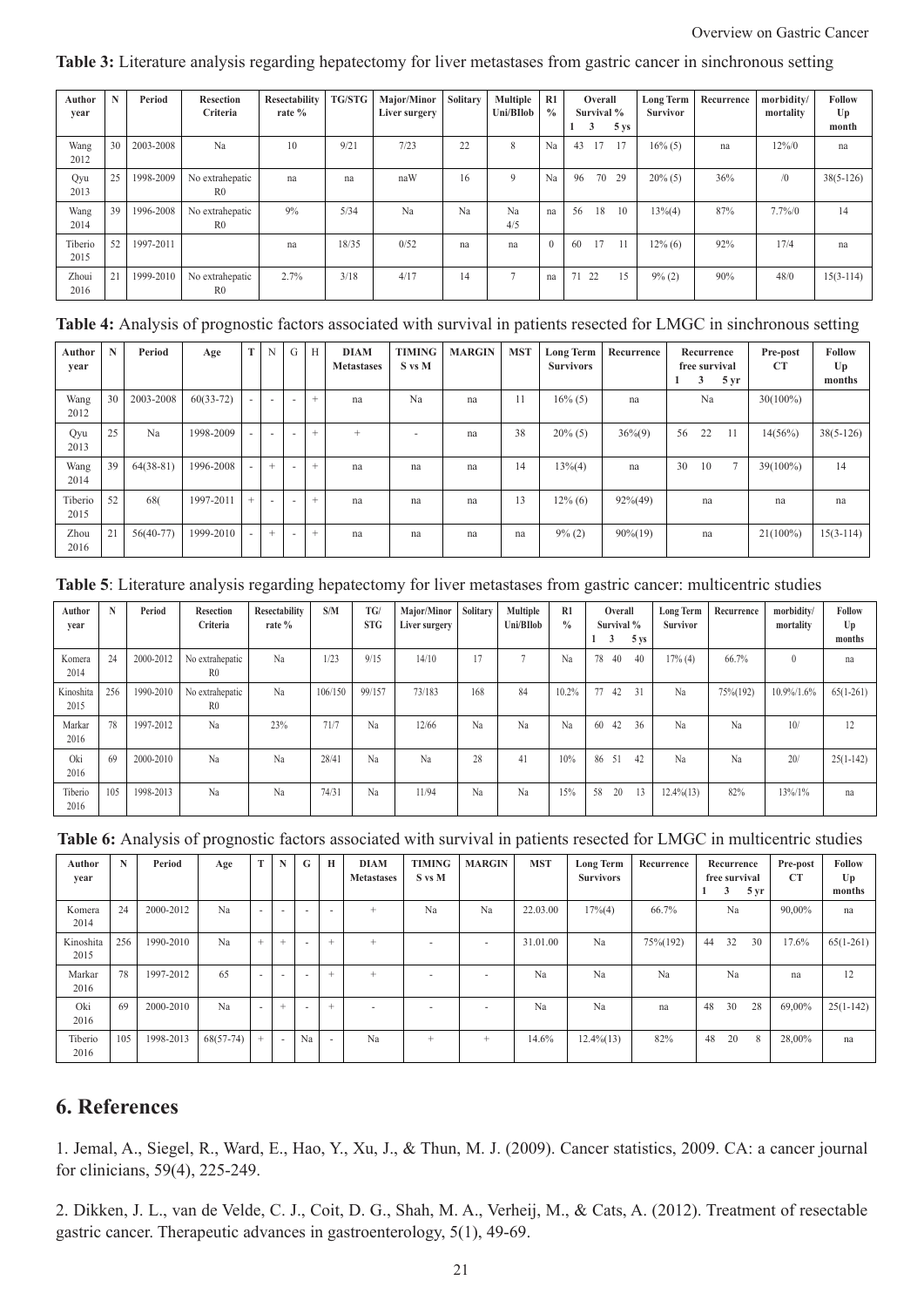**Table 3:** Literature analysis regarding hepatectomy for liver metastases from gastric cancer in sinchronous setting

| Author year | N | Period | Resection Criteria | Resectability rate % | TG/STG | Major/Minor Liver surgery | Solitary | Multiple Uni/BIlob | R1 % | Overall Survival % 1 | 3 | 5 ys | Long Term Survivor | Recurrence | morbidity/ mortality | Follow Up month |
|---|---|---|---|---|---|---|---|---|---|---|---|---|---|---|---|---|
| Wang 2012 | 30 | 2003-2008 | Na | 10 | 9/21 | 7/23 | 22 | 8 | Na | 43 | 17 | 17 | 16% (5) | na | 12%/0 | na |
| Qyu 2013 | 25 | 1998-2009 | No extrahepatic R0 | na | na | naW | 16 | 9 | Na | 96 | 70 | 29 | 20% (5) | 36% | /0 | 38(5-126) |
| Wang 2014 | 39 | 1996-2008 | No extrahepatic R0 | 9% | 5/34 | Na | Na | Na 4/5 | na | 56 | 18 | 10 | 13%(4) | 87% | 7.7%/0 | 14 |
| Tiberio 2015 | 52 | 1997-2011 | | na | 18/35 | 0/52 | na | na | 0 | 60 | 17 | 11 | 12% (6) | 92% | 17/4 | na |
| Zhoui 2016 | 21 | 1999-2010 | No extrahepatic R0 | 2.7% | 3/18 | 4/17 | 14 | 7 | na | 71 | 22 | 15 | 9% (2) | 90% | 48/0 | 15(3-114) |

**Table 4:** Analysis of prognostic factors associated with survival in patients resected for LMGC in sinchronous setting

| Author year | N | Period | Age | T | N | G | H | DIAM Metastases | TIMING S vs M | MARGIN | MST | Long Term Survivors | Recurrence | Recurrence free survival 1 | 3 | 5 yr | Pre-post CT | Follow Up months |
|---|---|---|---|---|---|---|---|---|---|---|---|---|---|---|---|---|---|---|
| Wang 2012 | 30 | 2003-2008 | 60(33-72) | - | - | - | + | na | Na | na | 11 | 16% (5) | na | Na | | | 30(100%) | |
| Qyu 2013 | 25 | Na | 1998-2009 | - | - | - | + | + | - | na | 38 | 20% (5) | 36%(9) | 56 | 22 | 11 | 14(56%) | 38(5-126) |
| Wang 2014 | 39 | 64(38-81) | 1996-2008 | - | + | - | + | na | na | na | 14 | 13%(4) | na | 30 | 10 | 7 | 39(100%) | 14 |
| Tiberio 2015 | 52 | 68( | 1997-2011 | + | - | - | + | na | na | na | 13 | 12% (6) | 92%(49) | na | | | na | na |
| Zhou 2016 | 21 | 56(40-77) | 1999-2010 | - | + | - | + | na | na | na | na | 9% (2) | 90%(19) | na | | | 21(100%) | 15(3-114) |

**Table 5**: Literature analysis regarding hepatectomy for liver metastases from gastric cancer: multicentric studies

| Author year | N | Period | Resection Criteria | Resectability rate % | S/M | TG/ STG | Major/Minor Liver surgery | Solitary | Multiple Uni/BIlob | R1 % | Overall Survival % 1 | 3 | 5 ys | Long Term Survivor | Recurrence | morbidity/ mortality | Follow Up months |
|---|---|---|---|---|---|---|---|---|---|---|---|---|---|---|---|---|---|
| Komera 2014 | 24 | 2000-2012 | No extrahepatic R0 | Na | 1/23 | 9/15 | 14/10 | 17 | 7 | Na | 78 | 40 | 40 | 17% (4) | 66.7% | 0 | na |
| Kinoshita 2015 | 256 | 1990-2010 | No extrahepatic R0 | Na | 106/150 | 99/157 | 73/183 | 168 | 84 | 10.2% | 77 | 42 | 31 | Na | 75%(192) | 10.9%/1.6% | 65(1-261) |
| Markar 2016 | 78 | 1997-2012 | Na | 23% | 71/7 | Na | 12/66 | Na | Na | Na | 60 | 42 | 36 | Na | Na | 10/ | 12 |
| Oki 2016 | 69 | 2000-2010 | Na | Na | 28/41 | Na | Na | 28 | 41 | 10% | 86 | 51 | 42 | Na | Na | 20/ | 25(1-142) |
| Tiberio 2016 | 105 | 1998-2013 | Na | Na | 74/31 | Na | 11/94 | Na | Na | 15% | 58 | 20 | 13 | 12.4%(13) | 82% | 13%/1% | na |

**Table 6:** Analysis of prognostic factors associated with survival in patients resected for LMGC in multicentric studies

| Author year | N | Period | Age | T | N | G | H | DIAM Metastases | TIMING S vs M | MARGIN | MST | Long Term Survivors | Recurrence | Recurrence free survival 1 | 3 | 5 yr | Pre-post CT | Follow Up months |
|---|---|---|---|---|---|---|---|---|---|---|---|---|---|---|---|---|---|---|
| Komera 2014 | 24 | 2000-2012 | Na | - | - | - | - | + | Na | Na | 22.03.00 | 17%(4) | 66.7% | Na | | | 90,00% | na |
| Kinoshita 2015 | 256 | 1990-2010 | Na | + | + | - | + | + | - | - | 31.01.00 | Na | 75%(192) | 44 | 32 | 30 | 17.6% | 65(1-261) |
| Markar 2016 | 78 | 1997-2012 | 65 | - | - | - | + | + | - | - | Na | Na | Na | Na | | | na | 12 |
| Oki 2016 | 69 | 2000-2010 | Na | - | + | - | + | - | - | - | Na | Na | na | 48 | 30 | 28 | 69,00% | 25(1-142) |
| Tiberio 2016 | 105 | 1998-2013 | 68(57-74) | + | - | Na | - | Na | + | + | 14.6% | 12.4%(13) | 82% | 48 | 20 | 8 | 28,00% | na |

## 6. References

1. Jemal, A., Siegel, R., Ward, E., Hao, Y., Xu, J., & Thun, M. J. (2009). Cancer statistics, 2009. CA: a cancer journal for clinicians, 59(4), 225-249.

2. Dikken, J. L., van de Velde, C. J., Coit, D. G., Shah, M. A., Verheij, M., & Cats, A. (2012). Treatment of resectable gastric cancer. Therapeutic advances in gastroenterology, 5(1), 49-69.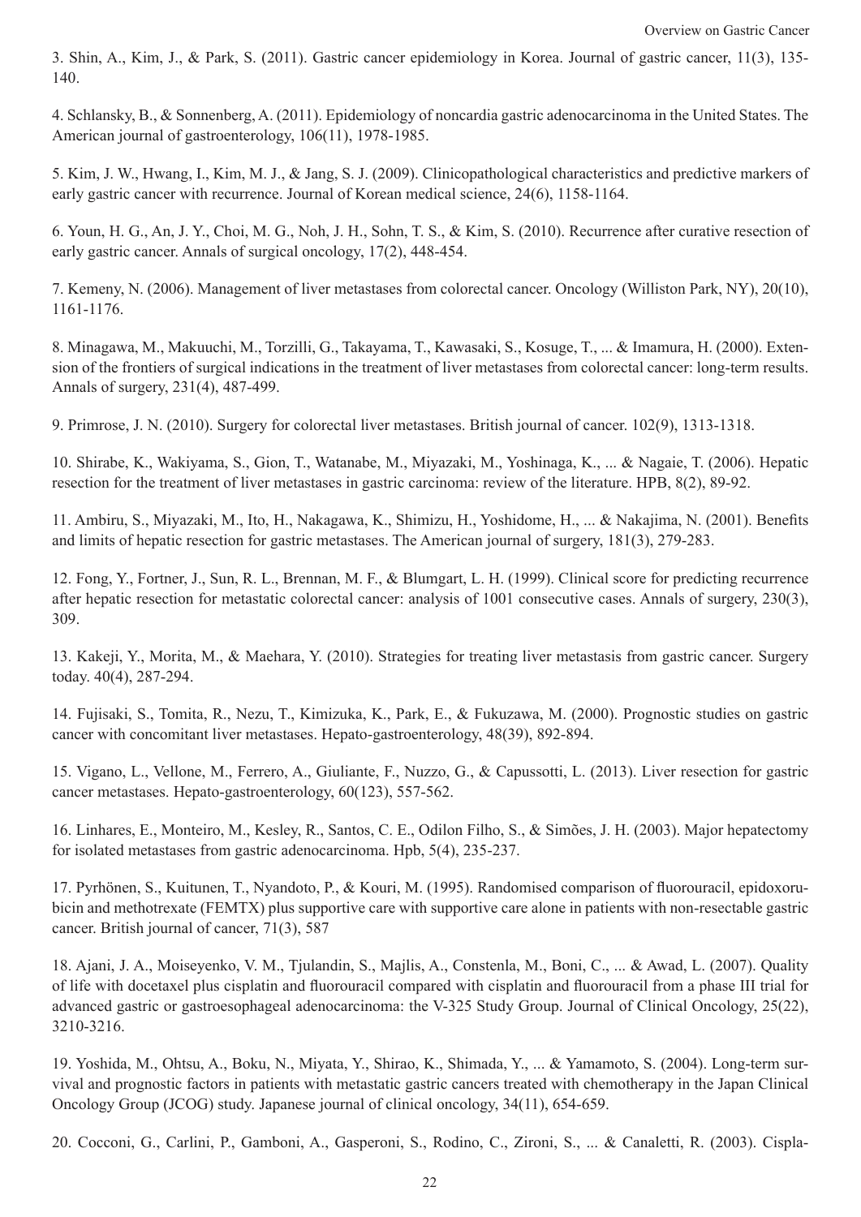3. Shin, A., Kim, J., & Park, S. (2011). Gastric cancer epidemiology in Korea. Journal of gastric cancer, 11(3), 135-140.

4. Schlansky, B., & Sonnenberg, A. (2011). Epidemiology of noncardia gastric adenocarcinoma in the United States. The American journal of gastroenterology, 106(11), 1978-1985.

5. Kim, J. W., Hwang, I., Kim, M. J., & Jang, S. J. (2009). Clinicopathological characteristics and predictive markers of early gastric cancer with recurrence. Journal of Korean medical science, 24(6), 1158-1164.

6. Youn, H. G., An, J. Y., Choi, M. G., Noh, J. H., Sohn, T. S., & Kim, S. (2010). Recurrence after curative resection of early gastric cancer. Annals of surgical oncology, 17(2), 448-454.

7. Kemeny, N. (2006). Management of liver metastases from colorectal cancer. Oncology (Williston Park, NY), 20(10), 1161-1176.

8. Minagawa, M., Makuuchi, M., Torzilli, G., Takayama, T., Kawasaki, S., Kosuge, T., ... & Imamura, H. (2000). Extension of the frontiers of surgical indications in the treatment of liver metastases from colorectal cancer: long-term results. Annals of surgery, 231(4), 487-499.

9. Primrose, J. N. (2010). Surgery for colorectal liver metastases. British journal of cancer. 102(9), 1313-1318.

10. Shirabe, K., Wakiyama, S., Gion, T., Watanabe, M., Miyazaki, M., Yoshinaga, K., ... & Nagaie, T. (2006). Hepatic resection for the treatment of liver metastases in gastric carcinoma: review of the literature. HPB, 8(2), 89-92.

11. Ambiru, S., Miyazaki, M., Ito, H., Nakagawa, K., Shimizu, H., Yoshidome, H., ... & Nakajima, N. (2001). Benefits and limits of hepatic resection for gastric metastases. The American journal of surgery, 181(3), 279-283.

12. Fong, Y., Fortner, J., Sun, R. L., Brennan, M. F., & Blumgart, L. H. (1999). Clinical score for predicting recurrence after hepatic resection for metastatic colorectal cancer: analysis of 1001 consecutive cases. Annals of surgery, 230(3), 309.

13. Kakeji, Y., Morita, M., & Maehara, Y. (2010). Strategies for treating liver metastasis from gastric cancer. Surgery today. 40(4), 287-294.

14. Fujisaki, S., Tomita, R., Nezu, T., Kimizuka, K., Park, E., & Fukuzawa, M. (2000). Prognostic studies on gastric cancer with concomitant liver metastases. Hepato-gastroenterology, 48(39), 892-894.

15. Vigano, L., Vellone, M., Ferrero, A., Giuliante, F., Nuzzo, G., & Capussotti, L. (2013). Liver resection for gastric cancer metastases. Hepato-gastroenterology, 60(123), 557-562.

16. Linhares, E., Monteiro, M., Kesley, R., Santos, C. E., Odilon Filho, S., & Simões, J. H. (2003). Major hepatectomy for isolated metastases from gastric adenocarcinoma. Hpb, 5(4), 235-237.

17. Pyrhönen, S., Kuitunen, T., Nyandoto, P., & Kouri, M. (1995). Randomised comparison of fluorouracil, epidoxorubicin and methotrexate (FEMTX) plus supportive care with supportive care alone in patients with non-resectable gastric cancer. British journal of cancer, 71(3), 587

18. Ajani, J. A., Moiseyenko, V. M., Tjulandin, S., Majlis, A., Constenla, M., Boni, C., ... & Awad, L. (2007). Quality of life with docetaxel plus cisplatin and fluorouracil compared with cisplatin and fluorouracil from a phase III trial for advanced gastric or gastroesophageal adenocarcinoma: the V-325 Study Group. Journal of Clinical Oncology, 25(22), 3210-3216.

19. Yoshida, M., Ohtsu, A., Boku, N., Miyata, Y., Shirao, K., Shimada, Y., ... & Yamamoto, S. (2004). Long-term survival and prognostic factors in patients with metastatic gastric cancers treated with chemotherapy in the Japan Clinical Oncology Group (JCOG) study. Japanese journal of clinical oncology, 34(11), 654-659.

20. Cocconi, G., Carlini, P., Gamboni, A., Gasperoni, S., Rodino, C., Zironi, S., ... & Canaletti, R. (2003). Cispla-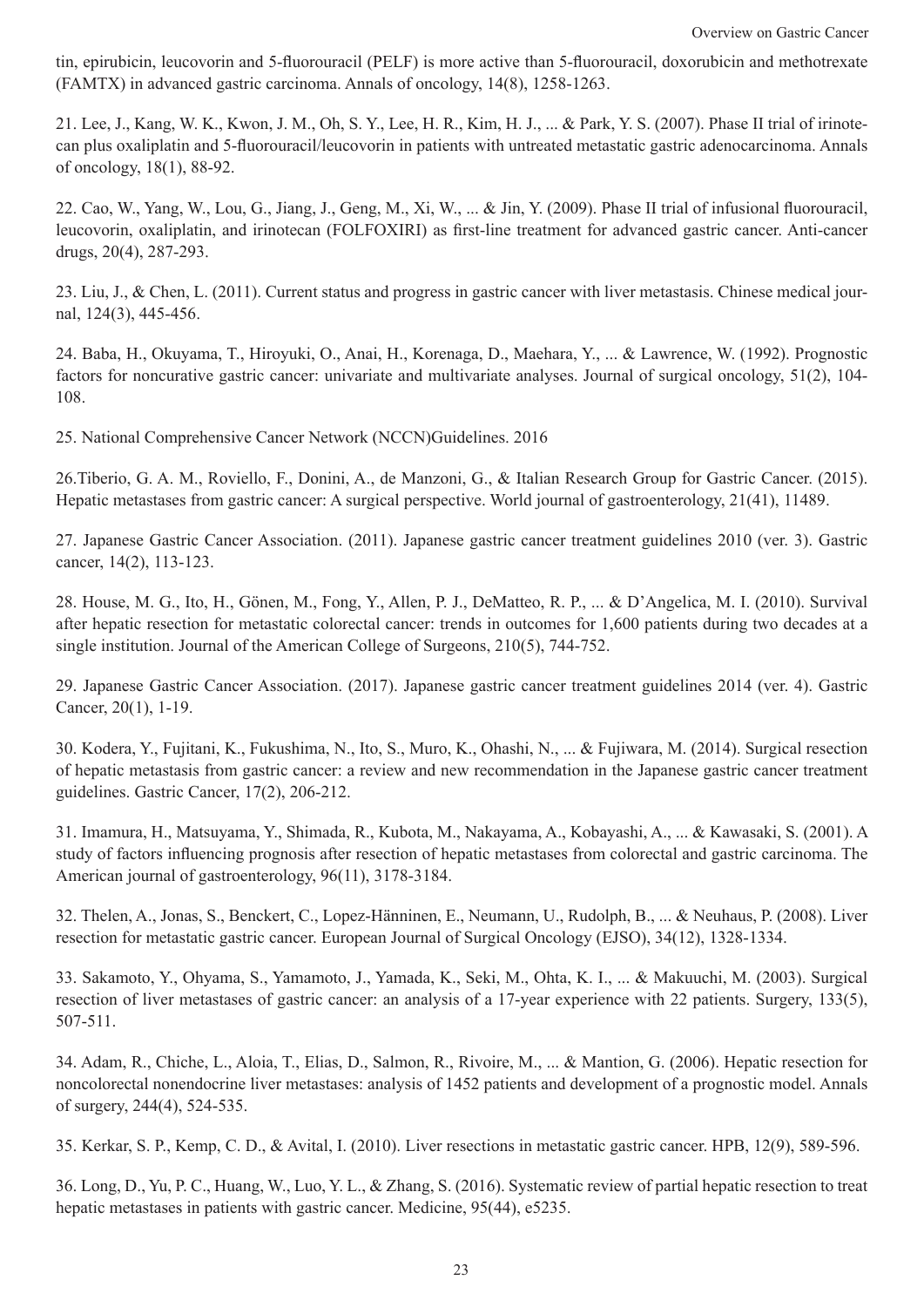tin, epirubicin, leucovorin and 5-fluorouracil (PELF) is more active than 5-fluorouracil, doxorubicin and methotrexate (FAMTX) in advanced gastric carcinoma. Annals of oncology, 14(8), 1258-1263.

21. Lee, J., Kang, W. K., Kwon, J. M., Oh, S. Y., Lee, H. R., Kim, H. J., ... & Park, Y. S. (2007). Phase II trial of irinotecan plus oxaliplatin and 5-fluorouracil/leucovorin in patients with untreated metastatic gastric adenocarcinoma. Annals of oncology, 18(1), 88-92.

22. Cao, W., Yang, W., Lou, G., Jiang, J., Geng, M., Xi, W., ... & Jin, Y. (2009). Phase II trial of infusional fluorouracil, leucovorin, oxaliplatin, and irinotecan (FOLFOXIRI) as first-line treatment for advanced gastric cancer. Anti-cancer drugs, 20(4), 287-293.

23. Liu, J., & Chen, L. (2011). Current status and progress in gastric cancer with liver metastasis. Chinese medical journal, 124(3), 445-456.

24. Baba, H., Okuyama, T., Hiroyuki, O., Anai, H., Korenaga, D., Maehara, Y., ... & Lawrence, W. (1992). Prognostic factors for noncurative gastric cancer: univariate and multivariate analyses. Journal of surgical oncology, 51(2), 104-108.

25. National Comprehensive Cancer Network (NCCN)Guidelines. 2016

26.Tiberio, G. A. M., Roviello, F., Donini, A., de Manzoni, G., & Italian Research Group for Gastric Cancer. (2015). Hepatic metastases from gastric cancer: A surgical perspective. World journal of gastroenterology, 21(41), 11489.

27. Japanese Gastric Cancer Association. (2011). Japanese gastric cancer treatment guidelines 2010 (ver. 3). Gastric cancer, 14(2), 113-123.

28. House, M. G., Ito, H., Gönen, M., Fong, Y., Allen, P. J., DeMatteo, R. P., ... & D'Angelica, M. I. (2010). Survival after hepatic resection for metastatic colorectal cancer: trends in outcomes for 1,600 patients during two decades at a single institution. Journal of the American College of Surgeons, 210(5), 744-752.

29. Japanese Gastric Cancer Association. (2017). Japanese gastric cancer treatment guidelines 2014 (ver. 4). Gastric Cancer, 20(1), 1-19.

30. Kodera, Y., Fujitani, K., Fukushima, N., Ito, S., Muro, K., Ohashi, N., ... & Fujiwara, M. (2014). Surgical resection of hepatic metastasis from gastric cancer: a review and new recommendation in the Japanese gastric cancer treatment guidelines. Gastric Cancer, 17(2), 206-212.

31. Imamura, H., Matsuyama, Y., Shimada, R., Kubota, M., Nakayama, A., Kobayashi, A., ... & Kawasaki, S. (2001). A study of factors influencing prognosis after resection of hepatic metastases from colorectal and gastric carcinoma. The American journal of gastroenterology, 96(11), 3178-3184.

32. Thelen, A., Jonas, S., Benckert, C., Lopez-Hänninen, E., Neumann, U., Rudolph, B., ... & Neuhaus, P. (2008). Liver resection for metastatic gastric cancer. European Journal of Surgical Oncology (EJSO), 34(12), 1328-1334.

33. Sakamoto, Y., Ohyama, S., Yamamoto, J., Yamada, K., Seki, M., Ohta, K. I., ... & Makuuchi, M. (2003). Surgical resection of liver metastases of gastric cancer: an analysis of a 17-year experience with 22 patients. Surgery, 133(5), 507-511.

34. Adam, R., Chiche, L., Aloia, T., Elias, D., Salmon, R., Rivoire, M., ... & Mantion, G. (2006). Hepatic resection for noncolorectal nonendocrine liver metastases: analysis of 1452 patients and development of a prognostic model. Annals of surgery, 244(4), 524-535.

35. Kerkar, S. P., Kemp, C. D., & Avital, I. (2010). Liver resections in metastatic gastric cancer. HPB, 12(9), 589-596.

36. Long, D., Yu, P. C., Huang, W., Luo, Y. L., & Zhang, S. (2016). Systematic review of partial hepatic resection to treat hepatic metastases in patients with gastric cancer. Medicine, 95(44), e5235.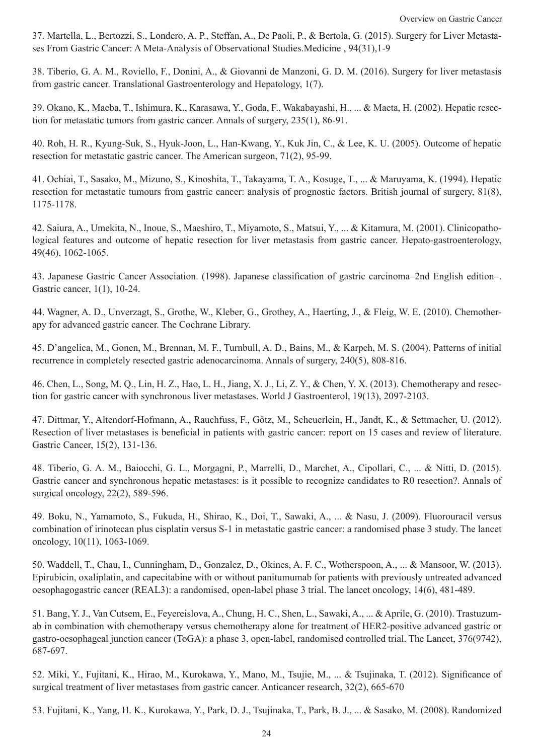37. Martella, L., Bertozzi, S., Londero, A. P., Steffan, A., De Paoli, P., & Bertola, G. (2015). Surgery for Liver Metastases From Gastric Cancer: A Meta-Analysis of Observational Studies.Medicine , 94(31),1-9

38. Tiberio, G. A. M., Roviello, F., Donini, A., & Giovanni de Manzoni, G. D. M. (2016). Surgery for liver metastasis from gastric cancer. Translational Gastroenterology and Hepatology, 1(7).

39. Okano, K., Maeba, T., Ishimura, K., Karasawa, Y., Goda, F., Wakabayashi, H., ... & Maeta, H. (2002). Hepatic resection for metastatic tumors from gastric cancer. Annals of surgery, 235(1), 86-91.

40. Roh, H. R., Kyung-Suk, S., Hyuk-Joon, L., Han-Kwang, Y., Kuk Jin, C., & Lee, K. U. (2005). Outcome of hepatic resection for metastatic gastric cancer. The American surgeon, 71(2), 95-99.

41. Ochiai, T., Sasako, M., Mizuno, S., Kinoshita, T., Takayama, T. A., Kosuge, T., ... & Maruyama, K. (1994). Hepatic resection for metastatic tumours from gastric cancer: analysis of prognostic factors. British journal of surgery, 81(8), 1175-1178.

42. Saiura, A., Umekita, N., Inoue, S., Maeshiro, T., Miyamoto, S., Matsui, Y., ... & Kitamura, M. (2001). Clinicopathological features and outcome of hepatic resection for liver metastasis from gastric cancer. Hepato-gastroenterology, 49(46), 1062-1065.

43. Japanese Gastric Cancer Association. (1998). Japanese classification of gastric carcinoma–2nd English edition–. Gastric cancer, 1(1), 10-24.

44. Wagner, A. D., Unverzagt, S., Grothe, W., Kleber, G., Grothey, A., Haerting, J., & Fleig, W. E. (2010). Chemotherapy for advanced gastric cancer. The Cochrane Library.

45. D'angelica, M., Gonen, M., Brennan, M. F., Turnbull, A. D., Bains, M., & Karpeh, M. S. (2004). Patterns of initial recurrence in completely resected gastric adenocarcinoma. Annals of surgery, 240(5), 808-816.

46. Chen, L., Song, M. Q., Lin, H. Z., Hao, L. H., Jiang, X. J., Li, Z. Y., & Chen, Y. X. (2013). Chemotherapy and resection for gastric cancer with synchronous liver metastases. World J Gastroenterol, 19(13), 2097-2103.

47. Dittmar, Y., Altendorf-Hofmann, A., Rauchfuss, F., Götz, M., Scheuerlein, H., Jandt, K., & Settmacher, U. (2012). Resection of liver metastases is beneficial in patients with gastric cancer: report on 15 cases and review of literature. Gastric Cancer, 15(2), 131-136.

48. Tiberio, G. A. M., Baiocchi, G. L., Morgagni, P., Marrelli, D., Marchet, A., Cipollari, C., ... & Nitti, D. (2015). Gastric cancer and synchronous hepatic metastases: is it possible to recognize candidates to R0 resection?. Annals of surgical oncology, 22(2), 589-596.

49. Boku, N., Yamamoto, S., Fukuda, H., Shirao, K., Doi, T., Sawaki, A., ... & Nasu, J. (2009). Fluorouracil versus combination of irinotecan plus cisplatin versus S-1 in metastatic gastric cancer: a randomised phase 3 study. The lancet oncology, 10(11), 1063-1069.

50. Waddell, T., Chau, I., Cunningham, D., Gonzalez, D., Okines, A. F. C., Wotherspoon, A., ... & Mansoor, W. (2013). Epirubicin, oxaliplatin, and capecitabine with or without panitumumab for patients with previously untreated advanced oesophagogastric cancer (REAL3): a randomised, open-label phase 3 trial. The lancet oncology, 14(6), 481-489.

51. Bang, Y. J., Van Cutsem, E., Feyereislova, A., Chung, H. C., Shen, L., Sawaki, A., ... & Aprile, G. (2010). Trastuzumab in combination with chemotherapy versus chemotherapy alone for treatment of HER2-positive advanced gastric or gastro-oesophageal junction cancer (ToGA): a phase 3, open-label, randomised controlled trial. The Lancet, 376(9742), 687-697.

52. Miki, Y., Fujitani, K., Hirao, M., Kurokawa, Y., Mano, M., Tsujie, M., ... & Tsujinaka, T. (2012). Significance of surgical treatment of liver metastases from gastric cancer. Anticancer research, 32(2), 665-670

53. Fujitani, K., Yang, H. K., Kurokawa, Y., Park, D. J., Tsujinaka, T., Park, B. J., ... & Sasako, M. (2008). Randomized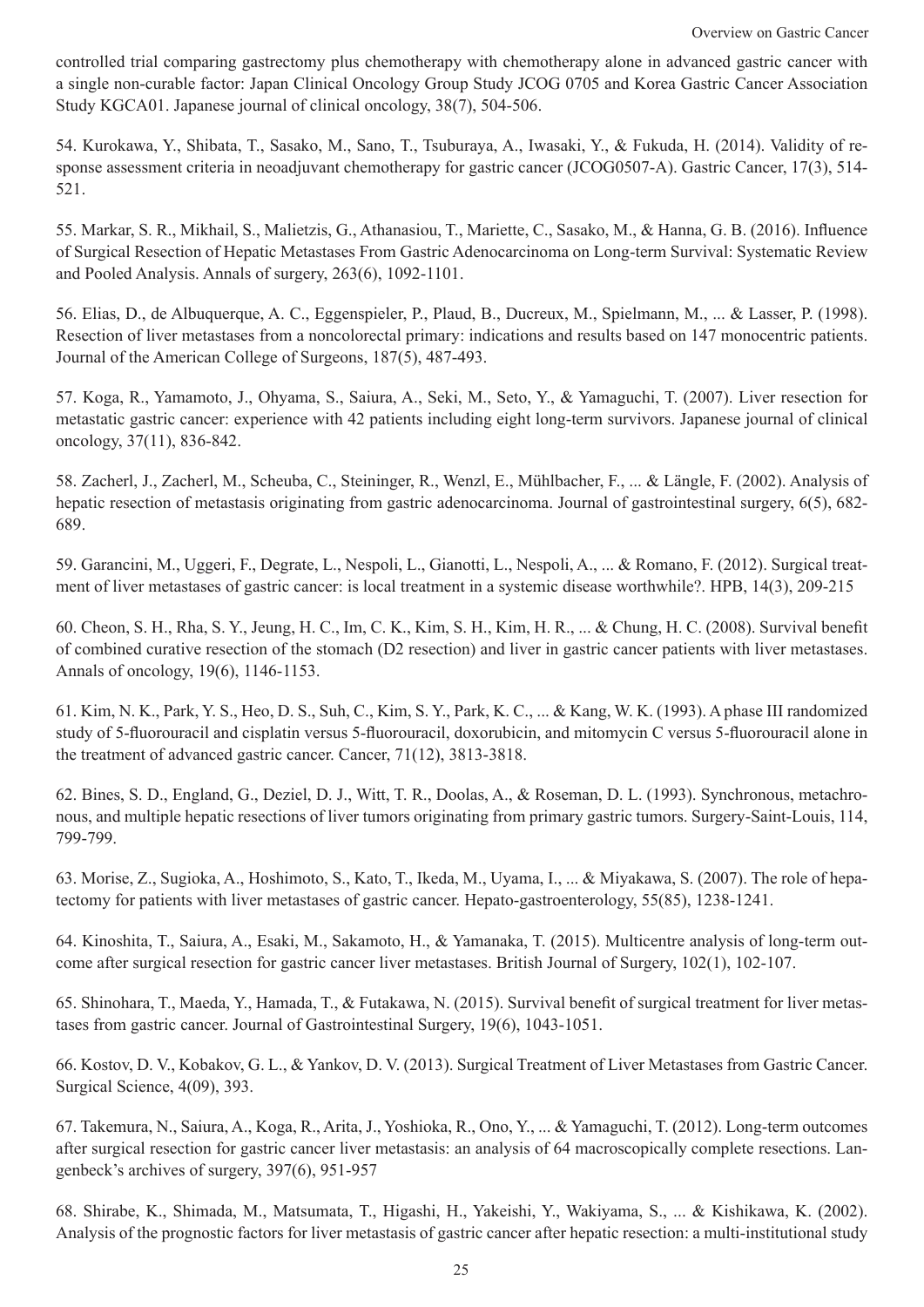controlled trial comparing gastrectomy plus chemotherapy with chemotherapy alone in advanced gastric cancer with a single non-curable factor: Japan Clinical Oncology Group Study JCOG 0705 and Korea Gastric Cancer Association Study KGCA01. Japanese journal of clinical oncology, 38(7), 504-506.

54. Kurokawa, Y., Shibata, T., Sasako, M., Sano, T., Tsuburaya, A., Iwasaki, Y., & Fukuda, H. (2014). Validity of response assessment criteria in neoadjuvant chemotherapy for gastric cancer (JCOG0507-A). Gastric Cancer, 17(3), 514-521.

55. Markar, S. R., Mikhail, S., Malietzis, G., Athanasiou, T., Mariette, C., Sasako, M., & Hanna, G. B. (2016). Influence of Surgical Resection of Hepatic Metastases From Gastric Adenocarcinoma on Long-term Survival: Systematic Review and Pooled Analysis. Annals of surgery, 263(6), 1092-1101.

56. Elias, D., de Albuquerque, A. C., Eggenspieler, P., Plaud, B., Ducreux, M., Spielmann, M., ... & Lasser, P. (1998). Resection of liver metastases from a noncolorectal primary: indications and results based on 147 monocentric patients. Journal of the American College of Surgeons, 187(5), 487-493.

57. Koga, R., Yamamoto, J., Ohyama, S., Saiura, A., Seki, M., Seto, Y., & Yamaguchi, T. (2007). Liver resection for metastatic gastric cancer: experience with 42 patients including eight long-term survivors. Japanese journal of clinical oncology, 37(11), 836-842.

58. Zacherl, J., Zacherl, M., Scheuba, C., Steininger, R., Wenzl, E., Mühlbacher, F., ... & Längle, F. (2002). Analysis of hepatic resection of metastasis originating from gastric adenocarcinoma. Journal of gastrointestinal surgery, 6(5), 682-689.

59. Garancini, M., Uggeri, F., Degrate, L., Nespoli, L., Gianotti, L., Nespoli, A., ... & Romano, F. (2012). Surgical treatment of liver metastases of gastric cancer: is local treatment in a systemic disease worthwhile?. HPB, 14(3), 209-215

60. Cheon, S. H., Rha, S. Y., Jeung, H. C., Im, C. K., Kim, S. H., Kim, H. R., ... & Chung, H. C. (2008). Survival benefit of combined curative resection of the stomach (D2 resection) and liver in gastric cancer patients with liver metastases. Annals of oncology, 19(6), 1146-1153.

61. Kim, N. K., Park, Y. S., Heo, D. S., Suh, C., Kim, S. Y., Park, K. C., ... & Kang, W. K. (1993). A phase III randomized study of 5-fluorouracil and cisplatin versus 5-fluorouracil, doxorubicin, and mitomycin C versus 5-fluorouracil alone in the treatment of advanced gastric cancer. Cancer, 71(12), 3813-3818.

62. Bines, S. D., England, G., Deziel, D. J., Witt, T. R., Doolas, A., & Roseman, D. L. (1993). Synchronous, metachronous, and multiple hepatic resections of liver tumors originating from primary gastric tumors. Surgery-Saint-Louis, 114, 799-799.

63. Morise, Z., Sugioka, A., Hoshimoto, S., Kato, T., Ikeda, M., Uyama, I., ... & Miyakawa, S. (2007). The role of hepatectomy for patients with liver metastases of gastric cancer. Hepato-gastroenterology, 55(85), 1238-1241.

64. Kinoshita, T., Saiura, A., Esaki, M., Sakamoto, H., & Yamanaka, T. (2015). Multicentre analysis of long-term outcome after surgical resection for gastric cancer liver metastases. British Journal of Surgery, 102(1), 102-107.

65. Shinohara, T., Maeda, Y., Hamada, T., & Futakawa, N. (2015). Survival benefit of surgical treatment for liver metastases from gastric cancer. Journal of Gastrointestinal Surgery, 19(6), 1043-1051.

66. Kostov, D. V., Kobakov, G. L., & Yankov, D. V. (2013). Surgical Treatment of Liver Metastases from Gastric Cancer. Surgical Science, 4(09), 393.

67. Takemura, N., Saiura, A., Koga, R., Arita, J., Yoshioka, R., Ono, Y., ... & Yamaguchi, T. (2012). Long-term outcomes after surgical resection for gastric cancer liver metastasis: an analysis of 64 macroscopically complete resections. Langenbeck's archives of surgery, 397(6), 951-957

68. Shirabe, K., Shimada, M., Matsumata, T., Higashi, H., Yakeishi, Y., Wakiyama, S., ... & Kishikawa, K. (2002). Analysis of the prognostic factors for liver metastasis of gastric cancer after hepatic resection: a multi-institutional study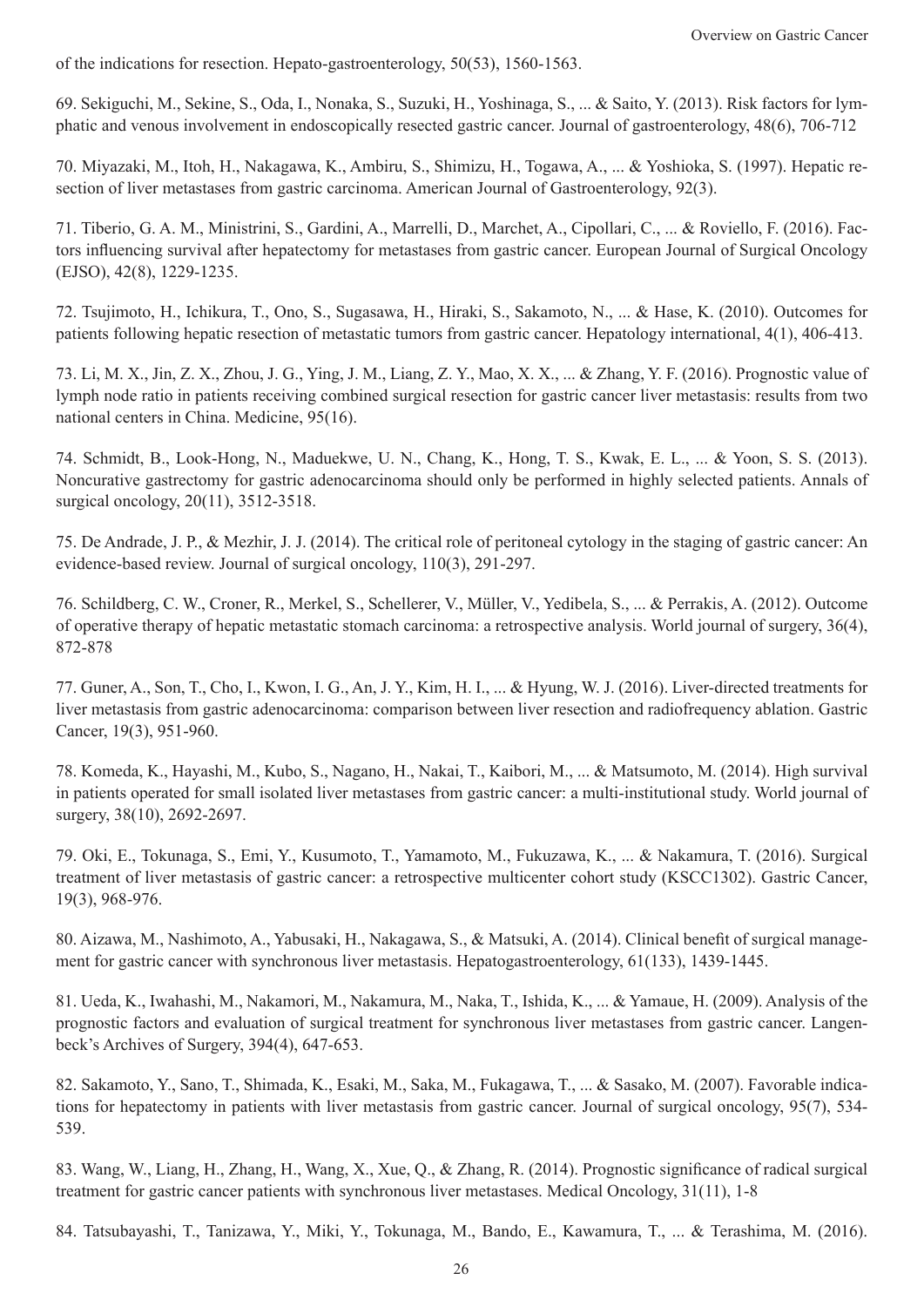of the indications for resection. Hepato-gastroenterology, 50(53), 1560-1563.

69. Sekiguchi, M., Sekine, S., Oda, I., Nonaka, S., Suzuki, H., Yoshinaga, S., ... & Saito, Y. (2013). Risk factors for lymphatic and venous involvement in endoscopically resected gastric cancer. Journal of gastroenterology, 48(6), 706-712

70. Miyazaki, M., Itoh, H., Nakagawa, K., Ambiru, S., Shimizu, H., Togawa, A., ... & Yoshioka, S. (1997). Hepatic resection of liver metastases from gastric carcinoma. American Journal of Gastroenterology, 92(3).

71. Tiberio, G. A. M., Ministrini, S., Gardini, A., Marrelli, D., Marchet, A., Cipollari, C., ... & Roviello, F. (2016). Factors influencing survival after hepatectomy for metastases from gastric cancer. European Journal of Surgical Oncology (EJSO), 42(8), 1229-1235.

72. Tsujimoto, H., Ichikura, T., Ono, S., Sugasawa, H., Hiraki, S., Sakamoto, N., ... & Hase, K. (2010). Outcomes for patients following hepatic resection of metastatic tumors from gastric cancer. Hepatology international, 4(1), 406-413.

73. Li, M. X., Jin, Z. X., Zhou, J. G., Ying, J. M., Liang, Z. Y., Mao, X. X., ... & Zhang, Y. F. (2016). Prognostic value of lymph node ratio in patients receiving combined surgical resection for gastric cancer liver metastasis: results from two national centers in China. Medicine, 95(16).

74. Schmidt, B., Look-Hong, N., Maduekwe, U. N., Chang, K., Hong, T. S., Kwak, E. L., ... & Yoon, S. S. (2013). Noncurative gastrectomy for gastric adenocarcinoma should only be performed in highly selected patients. Annals of surgical oncology, 20(11), 3512-3518.

75. De Andrade, J. P., & Mezhir, J. J. (2014). The critical role of peritoneal cytology in the staging of gastric cancer: An evidence-based review. Journal of surgical oncology, 110(3), 291-297.

76. Schildberg, C. W., Croner, R., Merkel, S., Schellerer, V., Müller, V., Yedibela, S., ... & Perrakis, A. (2012). Outcome of operative therapy of hepatic metastatic stomach carcinoma: a retrospective analysis. World journal of surgery, 36(4), 872-878

77. Guner, A., Son, T., Cho, I., Kwon, I. G., An, J. Y., Kim, H. I., ... & Hyung, W. J. (2016). Liver-directed treatments for liver metastasis from gastric adenocarcinoma: comparison between liver resection and radiofrequency ablation. Gastric Cancer, 19(3), 951-960.

78. Komeda, K., Hayashi, M., Kubo, S., Nagano, H., Nakai, T., Kaibori, M., ... & Matsumoto, M. (2014). High survival in patients operated for small isolated liver metastases from gastric cancer: a multi-institutional study. World journal of surgery, 38(10), 2692-2697.

79. Oki, E., Tokunaga, S., Emi, Y., Kusumoto, T., Yamamoto, M., Fukuzawa, K., ... & Nakamura, T. (2016). Surgical treatment of liver metastasis of gastric cancer: a retrospective multicenter cohort study (KSCC1302). Gastric Cancer, 19(3), 968-976.

80. Aizawa, M., Nashimoto, A., Yabusaki, H., Nakagawa, S., & Matsuki, A. (2014). Clinical benefit of surgical management for gastric cancer with synchronous liver metastasis. Hepatogastroenterology, 61(133), 1439-1445.

81. Ueda, K., Iwahashi, M., Nakamori, M., Nakamura, M., Naka, T., Ishida, K., ... & Yamaue, H. (2009). Analysis of the prognostic factors and evaluation of surgical treatment for synchronous liver metastases from gastric cancer. Langenbeck's Archives of Surgery, 394(4), 647-653.

82. Sakamoto, Y., Sano, T., Shimada, K., Esaki, M., Saka, M., Fukagawa, T., ... & Sasako, M. (2007). Favorable indications for hepatectomy in patients with liver metastasis from gastric cancer. Journal of surgical oncology, 95(7), 534-539.

83. Wang, W., Liang, H., Zhang, H., Wang, X., Xue, Q., & Zhang, R. (2014). Prognostic significance of radical surgical treatment for gastric cancer patients with synchronous liver metastases. Medical Oncology, 31(11), 1-8

84. Tatsubayashi, T., Tanizawa, Y., Miki, Y., Tokunaga, M., Bando, E., Kawamura, T., ... & Terashima, M. (2016).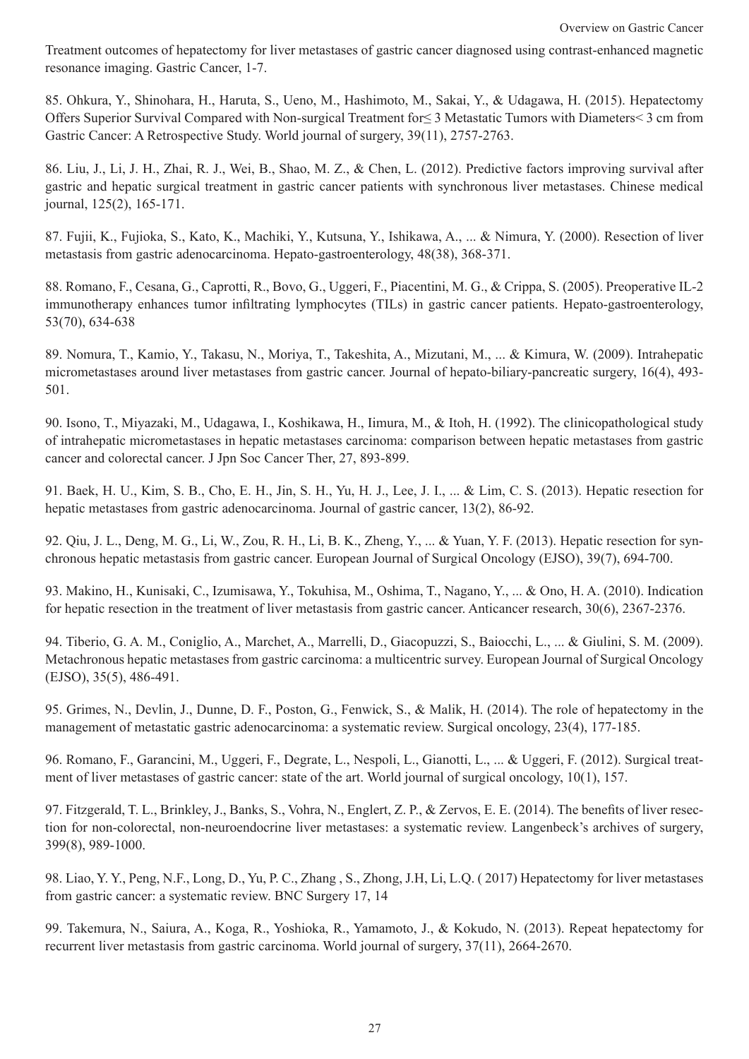Treatment outcomes of hepatectomy for liver metastases of gastric cancer diagnosed using contrast-enhanced magnetic resonance imaging. Gastric Cancer, 1-7.

85. Ohkura, Y., Shinohara, H., Haruta, S., Ueno, M., Hashimoto, M., Sakai, Y., & Udagawa, H. (2015). Hepatectomy Offers Superior Survival Compared with Non-surgical Treatment for≤ 3 Metastatic Tumors with Diameters< 3 cm from Gastric Cancer: A Retrospective Study. World journal of surgery, 39(11), 2757-2763.

86. Liu, J., Li, J. H., Zhai, R. J., Wei, B., Shao, M. Z., & Chen, L. (2012). Predictive factors improving survival after gastric and hepatic surgical treatment in gastric cancer patients with synchronous liver metastases. Chinese medical journal, 125(2), 165-171.

87. Fujii, K., Fujioka, S., Kato, K., Machiki, Y., Kutsuna, Y., Ishikawa, A., ... & Nimura, Y. (2000). Resection of liver metastasis from gastric adenocarcinoma. Hepato-gastroenterology, 48(38), 368-371.

88. Romano, F., Cesana, G., Caprotti, R., Bovo, G., Uggeri, F., Piacentini, M. G., & Crippa, S. (2005). Preoperative IL-2 immunotherapy enhances tumor infiltrating lymphocytes (TILs) in gastric cancer patients. Hepato-gastroenterology, 53(70), 634-638

89. Nomura, T., Kamio, Y., Takasu, N., Moriya, T., Takeshita, A., Mizutani, M., ... & Kimura, W. (2009). Intrahepatic micrometastases around liver metastases from gastric cancer. Journal of hepato-biliary-pancreatic surgery, 16(4), 493-501.

90. Isono, T., Miyazaki, M., Udagawa, I., Koshikawa, H., Iimura, M., & Itoh, H. (1992). The clinicopathological study of intrahepatic micrometastases in hepatic metastases carcinoma: comparison between hepatic metastases from gastric cancer and colorectal cancer. J Jpn Soc Cancer Ther, 27, 893-899.

91. Baek, H. U., Kim, S. B., Cho, E. H., Jin, S. H., Yu, H. J., Lee, J. I., ... & Lim, C. S. (2013). Hepatic resection for hepatic metastases from gastric adenocarcinoma. Journal of gastric cancer, 13(2), 86-92.

92. Qiu, J. L., Deng, M. G., Li, W., Zou, R. H., Li, B. K., Zheng, Y., ... & Yuan, Y. F. (2013). Hepatic resection for synchronous hepatic metastasis from gastric cancer. European Journal of Surgical Oncology (EJSO), 39(7), 694-700.

93. Makino, H., Kunisaki, C., Izumisawa, Y., Tokuhisa, M., Oshima, T., Nagano, Y., ... & Ono, H. A. (2010). Indication for hepatic resection in the treatment of liver metastasis from gastric cancer. Anticancer research, 30(6), 2367-2376.

94. Tiberio, G. A. M., Coniglio, A., Marchet, A., Marrelli, D., Giacopuzzi, S., Baiocchi, L., ... & Giulini, S. M. (2009). Metachronous hepatic metastases from gastric carcinoma: a multicentric survey. European Journal of Surgical Oncology (EJSO), 35(5), 486-491.

95. Grimes, N., Devlin, J., Dunne, D. F., Poston, G., Fenwick, S., & Malik, H. (2014). The role of hepatectomy in the management of metastatic gastric adenocarcinoma: a systematic review. Surgical oncology, 23(4), 177-185.

96. Romano, F., Garancini, M., Uggeri, F., Degrate, L., Nespoli, L., Gianotti, L., ... & Uggeri, F. (2012). Surgical treatment of liver metastases of gastric cancer: state of the art. World journal of surgical oncology, 10(1), 157.

97. Fitzgerald, T. L., Brinkley, J., Banks, S., Vohra, N., Englert, Z. P., & Zervos, E. E. (2014). The benefits of liver resection for non-colorectal, non-neuroendocrine liver metastases: a systematic review. Langenbeck's archives of surgery, 399(8), 989-1000.

98. Liao, Y. Y., Peng, N.F., Long, D., Yu, P. C., Zhang , S., Zhong, J.H, Li, L.Q. ( 2017) Hepatectomy for liver metastases from gastric cancer: a systematic review. BNC Surgery 17, 14

99. Takemura, N., Saiura, A., Koga, R., Yoshioka, R., Yamamoto, J., & Kokudo, N. (2013). Repeat hepatectomy for recurrent liver metastasis from gastric carcinoma. World journal of surgery, 37(11), 2664-2670.